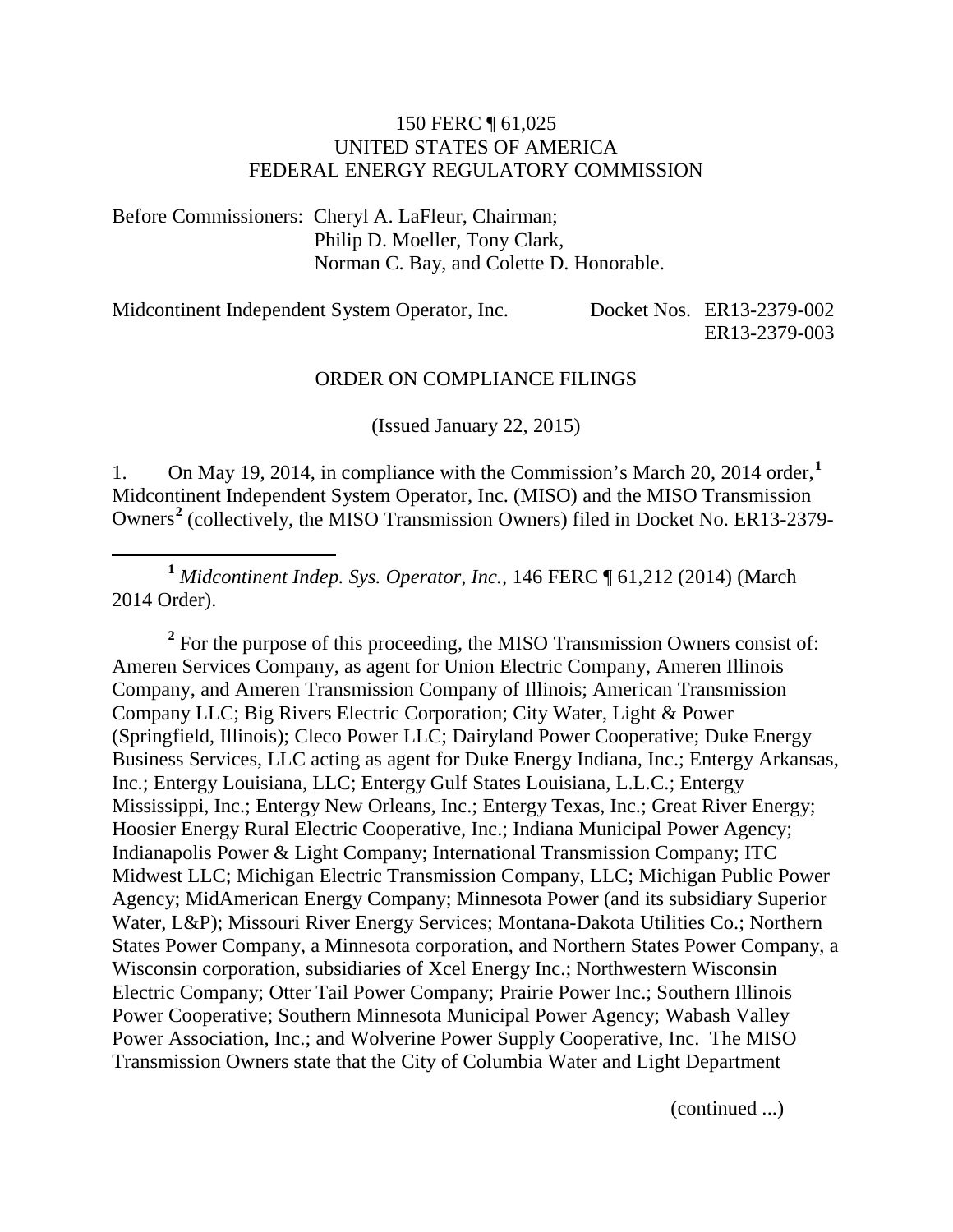150 FERC ¶ 61,025
UNITED STATES OF AMERICA
FEDERAL ENERGY REGULATORY COMMISSION

Before Commissioners: Cheryl A. LaFleur, Chairman;
Philip D. Moeller, Tony Clark,
Norman C. Bay, and Colette D. Honorable.

Midcontinent Independent System Operator, Inc. Docket Nos. ER13-2379-002
ER13-2379-003

ORDER ON COMPLIANCE FILINGS

(Issued January 22, 2015)

1. On May 19, 2014, in compliance with the Commission's March 20, 2014 order,[1] Midcontinent Independent System Operator, Inc. (MISO) and the MISO Transmission Owners[2] (collectively, the MISO Transmission Owners) filed in Docket No. ER13-2379-

[1] *Midcontinent Indep. Sys. Operator*, *Inc.,* 146 FERC ¶ 61,212 (2014) (March 2014 Order).

[2] For the purpose of this proceeding, the MISO Transmission Owners consist of: Ameren Services Company, as agent for Union Electric Company, Ameren Illinois Company, and Ameren Transmission Company of Illinois; American Transmission Company LLC; Big Rivers Electric Corporation; City Water, Light & Power (Springfield, Illinois); Cleco Power LLC; Dairyland Power Cooperative; Duke Energy Business Services, LLC acting as agent for Duke Energy Indiana, Inc.; Entergy Arkansas, Inc.; Entergy Louisiana, LLC; Entergy Gulf States Louisiana, L.L.C.; Entergy Mississippi, Inc.; Entergy New Orleans, Inc.; Entergy Texas, Inc.; Great River Energy; Hoosier Energy Rural Electric Cooperative, Inc.; Indiana Municipal Power Agency; Indianapolis Power & Light Company; International Transmission Company; ITC Midwest LLC; Michigan Electric Transmission Company, LLC; Michigan Public Power Agency; MidAmerican Energy Company; Minnesota Power (and its subsidiary Superior Water, L&P); Missouri River Energy Services; Montana-Dakota Utilities Co.; Northern States Power Company, a Minnesota corporation, and Northern States Power Company, a Wisconsin corporation, subsidiaries of Xcel Energy Inc.; Northwestern Wisconsin Electric Company; Otter Tail Power Company; Prairie Power Inc.; Southern Illinois Power Cooperative; Southern Minnesota Municipal Power Agency; Wabash Valley Power Association, Inc.; and Wolverine Power Supply Cooperative, Inc. The MISO Transmission Owners state that the City of Columbia Water and Light Department

(continued ...)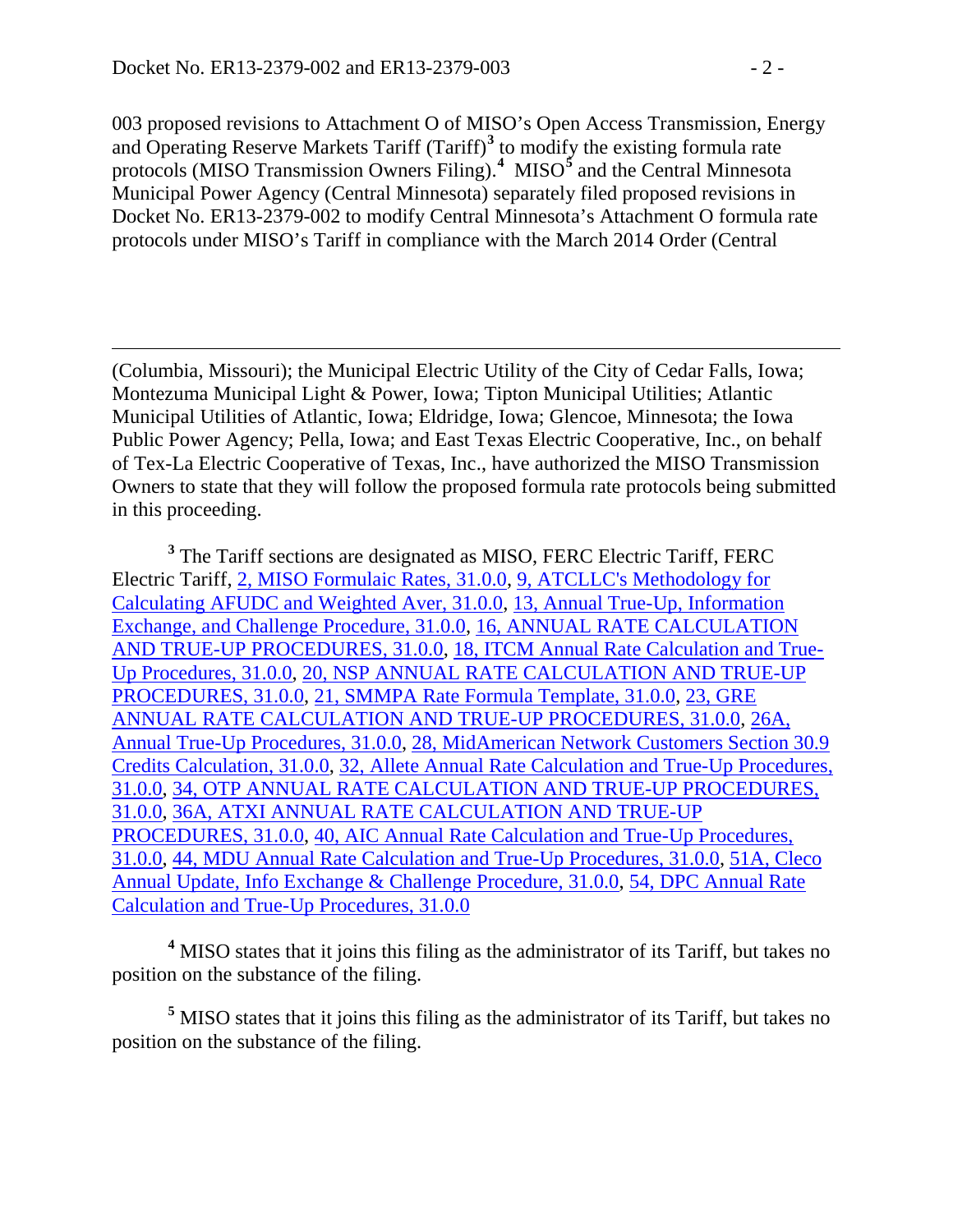003 proposed revisions to Attachment O of MISO's Open Access Transmission, Energy and Operating Reserve Markets Tariff (Tariff)[3] to modify the existing formula rate protocols (MISO Transmission Owners Filing).[4] MISO[5] and the Central Minnesota Municipal Power Agency (Central Minnesota) separately filed proposed revisions in Docket No. ER13-2379-002 to modify Central Minnesota's Attachment O formula rate protocols under MISO's Tariff in compliance with the March 2014 Order (Central

---

(Columbia, Missouri); the Municipal Electric Utility of the City of Cedar Falls, Iowa; Montezuma Municipal Light & Power, Iowa; Tipton Municipal Utilities; Atlantic Municipal Utilities of Atlantic, Iowa; Eldridge, Iowa; Glencoe, Minnesota; the Iowa Public Power Agency; Pella, Iowa; and East Texas Electric Cooperative, Inc., on behalf of Tex-La Electric Cooperative of Texas, Inc., have authorized the MISO Transmission Owners to state that they will follow the proposed formula rate protocols being submitted in this proceeding.

[3] The Tariff sections are designated as MISO, FERC Electric Tariff, FERC Electric Tariff, 2, MISO Formulaic Rates, 31.0.0, 9, ATCLLC's Methodology for Calculating AFUDC and Weighted Aver, 31.0.0, 13, Annual True-Up, Information Exchange, and Challenge Procedure, 31.0.0, 16, ANNUAL RATE CALCULATION AND TRUE-UP PROCEDURES, 31.0.0, 18, ITCM Annual Rate Calculation and True-Up Procedures, 31.0.0, 20, NSP ANNUAL RATE CALCULATION AND TRUE-UP PROCEDURES, 31.0.0, 21, SMMPA Rate Formula Template, 31.0.0, 23, GRE ANNUAL RATE CALCULATION AND TRUE-UP PROCEDURES, 31.0.0, 26A, Annual True-Up Procedures, 31.0.0, 28, MidAmerican Network Customers Section 30.9 Credits Calculation, 31.0.0, 32, Allete Annual Rate Calculation and True-Up Procedures, 31.0.0, 34, OTP ANNUAL RATE CALCULATION AND TRUE-UP PROCEDURES, 31.0.0, 36A, ATXI ANNUAL RATE CALCULATION AND TRUE-UP PROCEDURES, 31.0.0, 40, AIC Annual Rate Calculation and True-Up Procedures, 31.0.0, 44, MDU Annual Rate Calculation and True-Up Procedures, 31.0.0, 51A, Cleco Annual Update, Info Exchange & Challenge Procedure, 31.0.0, 54, DPC Annual Rate Calculation and True-Up Procedures, 31.0.0

[4] MISO states that it joins this filing as the administrator of its Tariff, but takes no position on the substance of the filing.

[5] MISO states that it joins this filing as the administrator of its Tariff, but takes no position on the substance of the filing.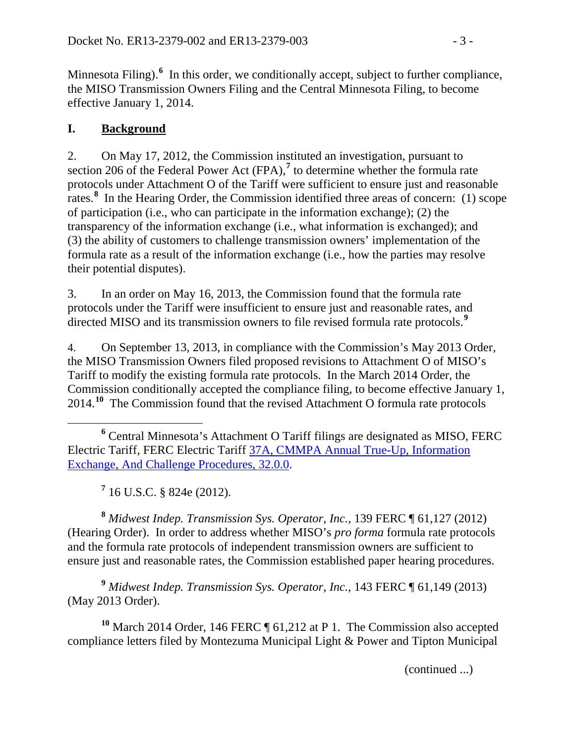Minnesota Filing).[6] In this order, we conditionally accept, subject to further compliance, the MISO Transmission Owners Filing and the Central Minnesota Filing, to become effective January 1, 2014.

## I. Background

2. On May 17, 2012, the Commission instituted an investigation, pursuant to section 206 of the Federal Power Act (FPA),[7] to determine whether the formula rate protocols under Attachment O of the Tariff were sufficient to ensure just and reasonable rates.[8] In the Hearing Order, the Commission identified three areas of concern: (1) scope of participation (i.e., who can participate in the information exchange); (2) the transparency of the information exchange (i.e., what information is exchanged); and (3) the ability of customers to challenge transmission owners' implementation of the formula rate as a result of the information exchange (i.e., how the parties may resolve their potential disputes).

3. In an order on May 16, 2013, the Commission found that the formula rate protocols under the Tariff were insufficient to ensure just and reasonable rates, and directed MISO and its transmission owners to file revised formula rate protocols.[9]

4. On September 13, 2013, in compliance with the Commission's May 2013 Order, the MISO Transmission Owners filed proposed revisions to Attachment O of MISO's Tariff to modify the existing formula rate protocols. In the March 2014 Order, the Commission conditionally accepted the compliance filing, to become effective January 1, 2014.[10] The Commission found that the revised Attachment O formula rate protocols

---

[6] Central Minnesota's Attachment O Tariff filings are designated as MISO, FERC Electric Tariff, FERC Electric Tariff 37A, CMMPA Annual True-Up, Information Exchange, And Challenge Procedures, 32.0.0.

[7] 16 U.S.C. § 824e (2012).

[8] *Midwest Indep. Transmission Sys. Operator, Inc.*, 139 FERC ¶ 61,127 (2012) (Hearing Order). In order to address whether MISO's *pro forma* formula rate protocols and the formula rate protocols of independent transmission owners are sufficient to ensure just and reasonable rates, the Commission established paper hearing procedures.

[9] *Midwest Indep. Transmission Sys. Operator, Inc.*, 143 FERC ¶ 61,149 (2013) (May 2013 Order).

[10] March 2014 Order, 146 FERC ¶ 61,212 at P 1. The Commission also accepted compliance letters filed by Montezuma Municipal Light & Power and Tipton Municipal

(continued ...)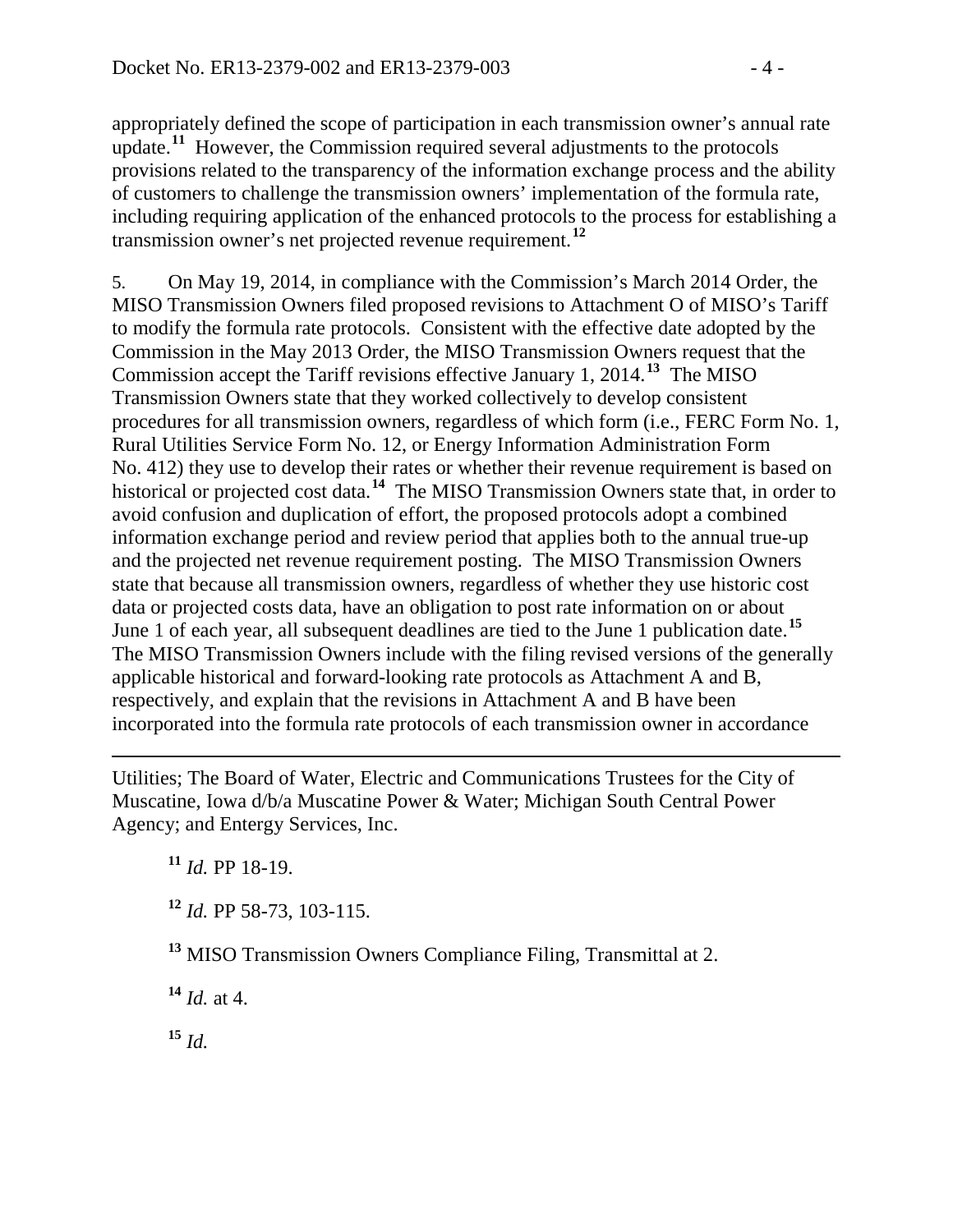appropriately defined the scope of participation in each transmission owner's annual rate update.[11] However, the Commission required several adjustments to the protocols provisions related to the transparency of the information exchange process and the ability of customers to challenge the transmission owners' implementation of the formula rate, including requiring application of the enhanced protocols to the process for establishing a transmission owner's net projected revenue requirement.[12]

5. On May 19, 2014, in compliance with the Commission's March 2014 Order, the MISO Transmission Owners filed proposed revisions to Attachment O of MISO's Tariff to modify the formula rate protocols. Consistent with the effective date adopted by the Commission in the May 2013 Order, the MISO Transmission Owners request that the Commission accept the Tariff revisions effective January 1, 2014.[13] The MISO Transmission Owners state that they worked collectively to develop consistent procedures for all transmission owners, regardless of which form (i.e., FERC Form No. 1, Rural Utilities Service Form No. 12, or Energy Information Administration Form No. 412) they use to develop their rates or whether their revenue requirement is based on historical or projected cost data.[14] The MISO Transmission Owners state that, in order to avoid confusion and duplication of effort, the proposed protocols adopt a combined information exchange period and review period that applies both to the annual true-up and the projected net revenue requirement posting. The MISO Transmission Owners state that because all transmission owners, regardless of whether they use historic cost data or projected costs data, have an obligation to post rate information on or about June 1 of each year, all subsequent deadlines are tied to the June 1 publication date.[15] The MISO Transmission Owners include with the filing revised versions of the generally applicable historical and forward-looking rate protocols as Attachment A and B, respectively, and explain that the revisions in Attachment A and B have been incorporated into the formula rate protocols of each transmission owner in accordance

---

Utilities; The Board of Water, Electric and Communications Trustees for the City of Muscatine, Iowa d/b/a Muscatine Power & Water; Michigan South Central Power Agency; and Entergy Services, Inc.

[11] *Id.* PP 18-19.

[12] *Id.* PP 58-73, 103-115.

[13] MISO Transmission Owners Compliance Filing, Transmittal at 2.

[14] *Id.* at 4.

[15] *Id.*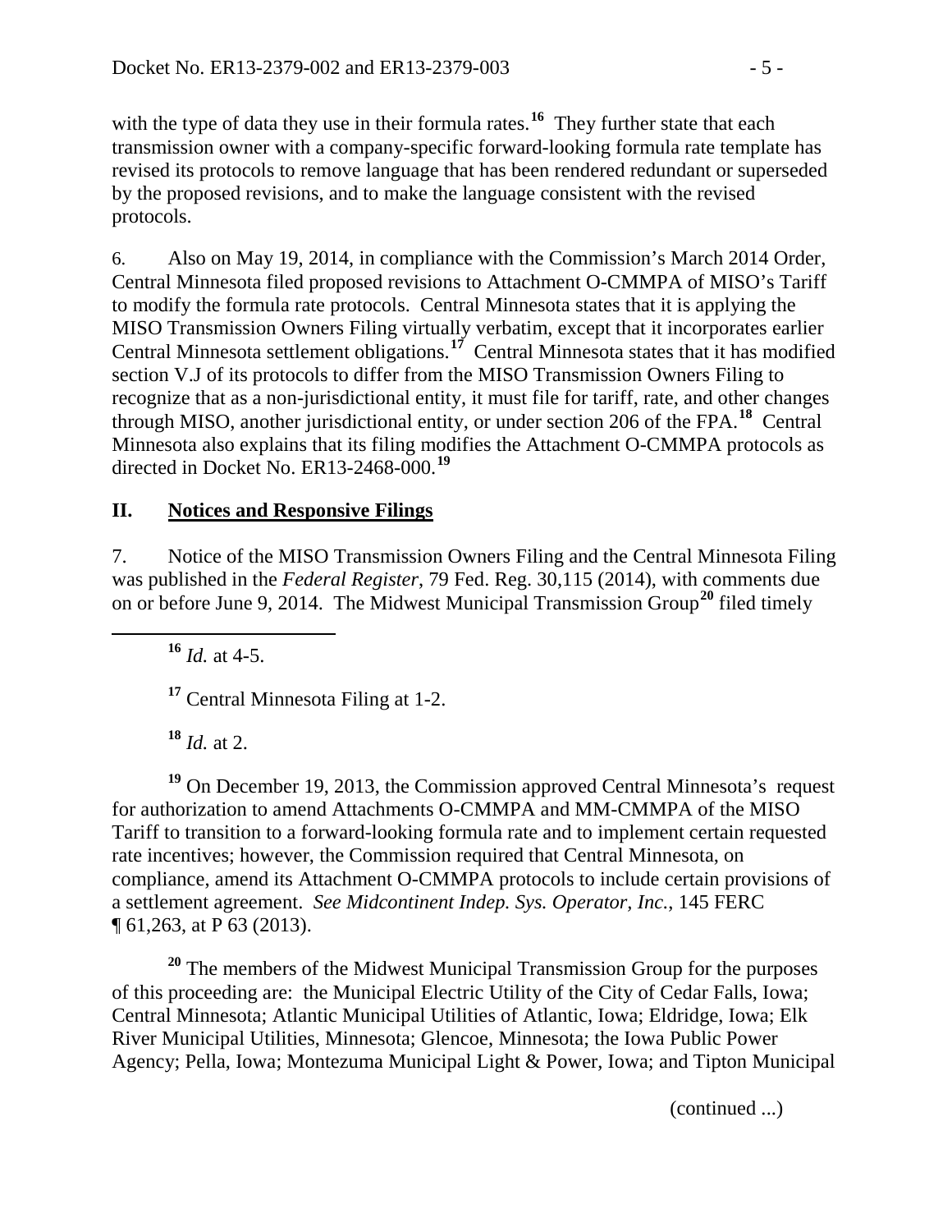with the type of data they use in their formula rates.[16] They further state that each transmission owner with a company-specific forward-looking formula rate template has revised its protocols to remove language that has been rendered redundant or superseded by the proposed revisions, and to make the language consistent with the revised protocols.

6. Also on May 19, 2014, in compliance with the Commission's March 2014 Order, Central Minnesota filed proposed revisions to Attachment O-CMMPA of MISO's Tariff to modify the formula rate protocols. Central Minnesota states that it is applying the MISO Transmission Owners Filing virtually verbatim, except that it incorporates earlier Central Minnesota settlement obligations.[17] Central Minnesota states that it has modified section V.J of its protocols to differ from the MISO Transmission Owners Filing to recognize that as a non-jurisdictional entity, it must file for tariff, rate, and other changes through MISO, another jurisdictional entity, or under section 206 of the FPA.[18] Central Minnesota also explains that its filing modifies the Attachment O-CMMPA protocols as directed in Docket No. ER13-2468-000.[19]

## II. Notices and Responsive Filings

7. Notice of the MISO Transmission Owners Filing and the Central Minnesota Filing was published in the *Federal Register*, 79 Fed. Reg. 30,115 (2014), with comments due on or before June 9, 2014. The Midwest Municipal Transmission Group[20] filed timely

---

[16] *Id.* at 4-5.

[17] Central Minnesota Filing at 1-2.

[18] *Id.* at 2.

[19] On December 19, 2013, the Commission approved Central Minnesota's request for authorization to amend Attachments O-CMMPA and MM-CMMPA of the MISO Tariff to transition to a forward-looking formula rate and to implement certain requested rate incentives; however, the Commission required that Central Minnesota, on compliance, amend its Attachment O-CMMPA protocols to include certain provisions of a settlement agreement. *See Midcontinent Indep. Sys. Operator, Inc.*, 145 FERC ¶ 61,263, at P 63 (2013).

[20] The members of the Midwest Municipal Transmission Group for the purposes of this proceeding are: the Municipal Electric Utility of the City of Cedar Falls, Iowa; Central Minnesota; Atlantic Municipal Utilities of Atlantic, Iowa; Eldridge, Iowa; Elk River Municipal Utilities, Minnesota; Glencoe, Minnesota; the Iowa Public Power Agency; Pella, Iowa; Montezuma Municipal Light & Power, Iowa; and Tipton Municipal

(continued ...)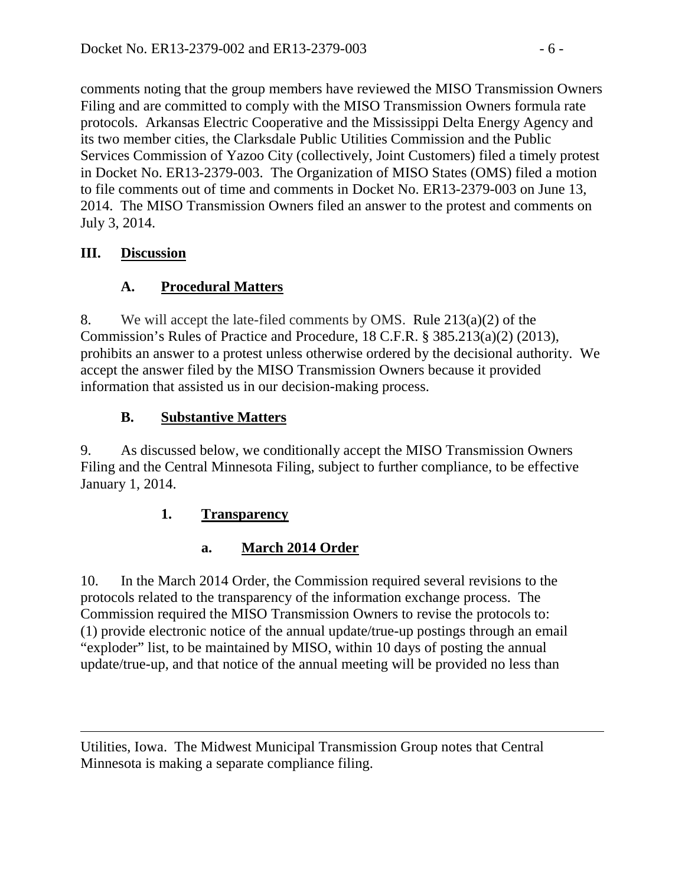comments noting that the group members have reviewed the MISO Transmission Owners Filing and are committed to comply with the MISO Transmission Owners formula rate protocols. Arkansas Electric Cooperative and the Mississippi Delta Energy Agency and its two member cities, the Clarksdale Public Utilities Commission and the Public Services Commission of Yazoo City (collectively, Joint Customers) filed a timely protest in Docket No. ER13-2379-003. The Organization of MISO States (OMS) filed a motion to file comments out of time and comments in Docket No. ER13-2379-003 on June 13, 2014. The MISO Transmission Owners filed an answer to the protest and comments on July 3, 2014.

## III. Discussion

### A. Procedural Matters

8. We will accept the late-filed comments by OMS. Rule 213(a)(2) of the Commission's Rules of Practice and Procedure, 18 C.F.R. § 385.213(a)(2) (2013), prohibits an answer to a protest unless otherwise ordered by the decisional authority. We accept the answer filed by the MISO Transmission Owners because it provided information that assisted us in our decision-making process.

### B. Substantive Matters

9. As discussed below, we conditionally accept the MISO Transmission Owners Filing and the Central Minnesota Filing, subject to further compliance, to be effective January 1, 2014.

#### 1. Transparency

##### a. March 2014 Order

10. In the March 2014 Order, the Commission required several revisions to the protocols related to the transparency of the information exchange process. The Commission required the MISO Transmission Owners to revise the protocols to: (1) provide electronic notice of the annual update/true-up postings through an email "exploder" list, to be maintained by MISO, within 10 days of posting the annual update/true-up, and that notice of the annual meeting will be provided no less than

---

Utilities, Iowa. The Midwest Municipal Transmission Group notes that Central Minnesota is making a separate compliance filing.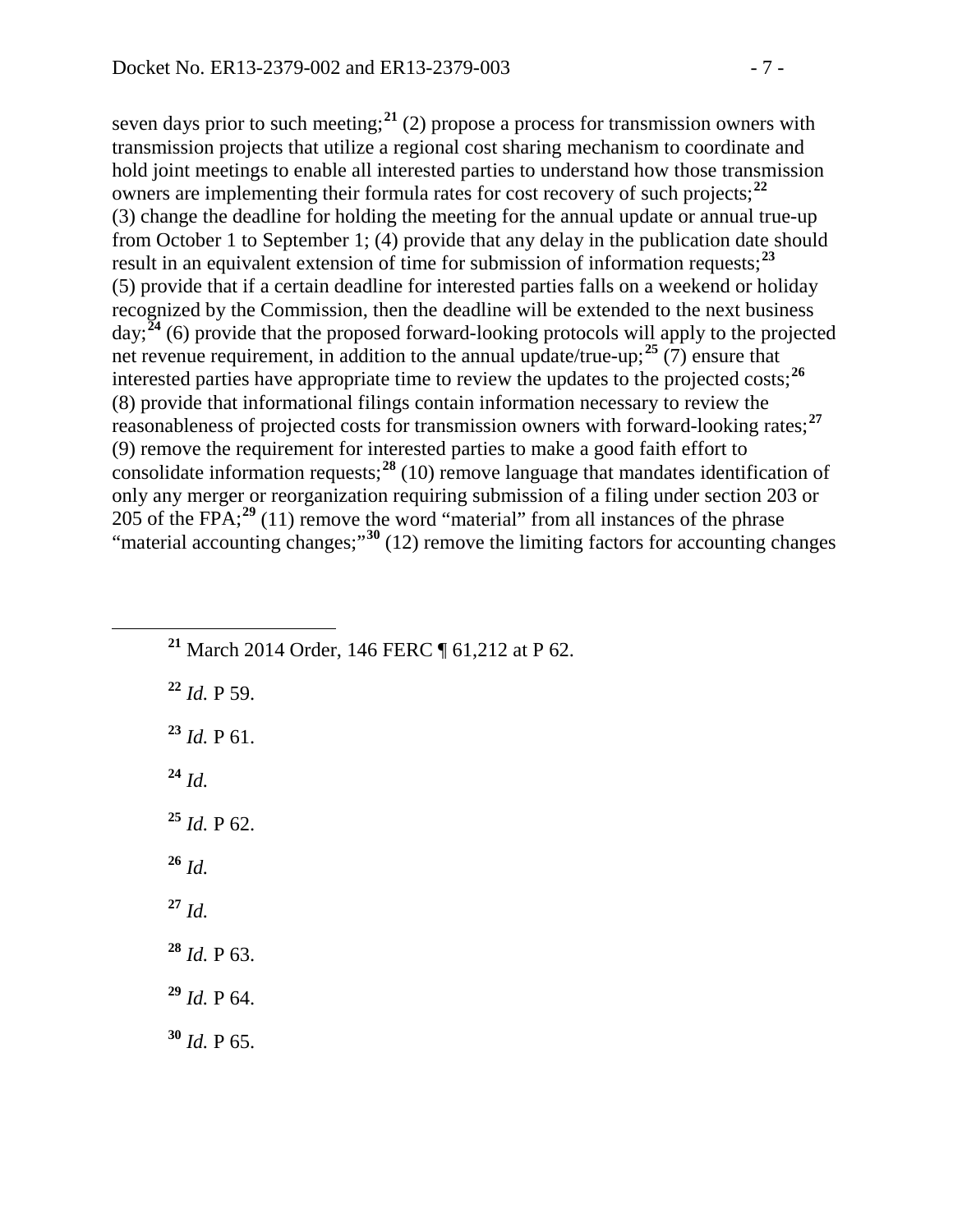seven days prior to such meeting;[21] (2) propose a process for transmission owners with transmission projects that utilize a regional cost sharing mechanism to coordinate and hold joint meetings to enable all interested parties to understand how those transmission owners are implementing their formula rates for cost recovery of such projects;[22] (3) change the deadline for holding the meeting for the annual update or annual true-up from October 1 to September 1; (4) provide that any delay in the publication date should result in an equivalent extension of time for submission of information requests;[23] (5) provide that if a certain deadline for interested parties falls on a weekend or holiday recognized by the Commission, then the deadline will be extended to the next business day;[24] (6) provide that the proposed forward-looking protocols will apply to the projected net revenue requirement, in addition to the annual update/true-up;[25] (7) ensure that interested parties have appropriate time to review the updates to the projected costs;[26] (8) provide that informational filings contain information necessary to review the reasonableness of projected costs for transmission owners with forward-looking rates;[27] (9) remove the requirement for interested parties to make a good faith effort to consolidate information requests;[28] (10) remove language that mandates identification of only any merger or reorganization requiring submission of a filing under section 203 or 205 of the FPA;[29] (11) remove the word "material" from all instances of the phrase "material accounting changes;"[30] (12) remove the limiting factors for accounting changes

---

[21] March 2014 Order, 146 FERC ¶ 61,212 at P 62.

[22] *Id.* P 59.

[23] *Id.* P 61.

[24] *Id.*

[25] *Id.* P 62.

[26] *Id.*

[27] *Id.*

[28] *Id.* P 63.

[29] *Id.* P 64.

[30] *Id.* P 65.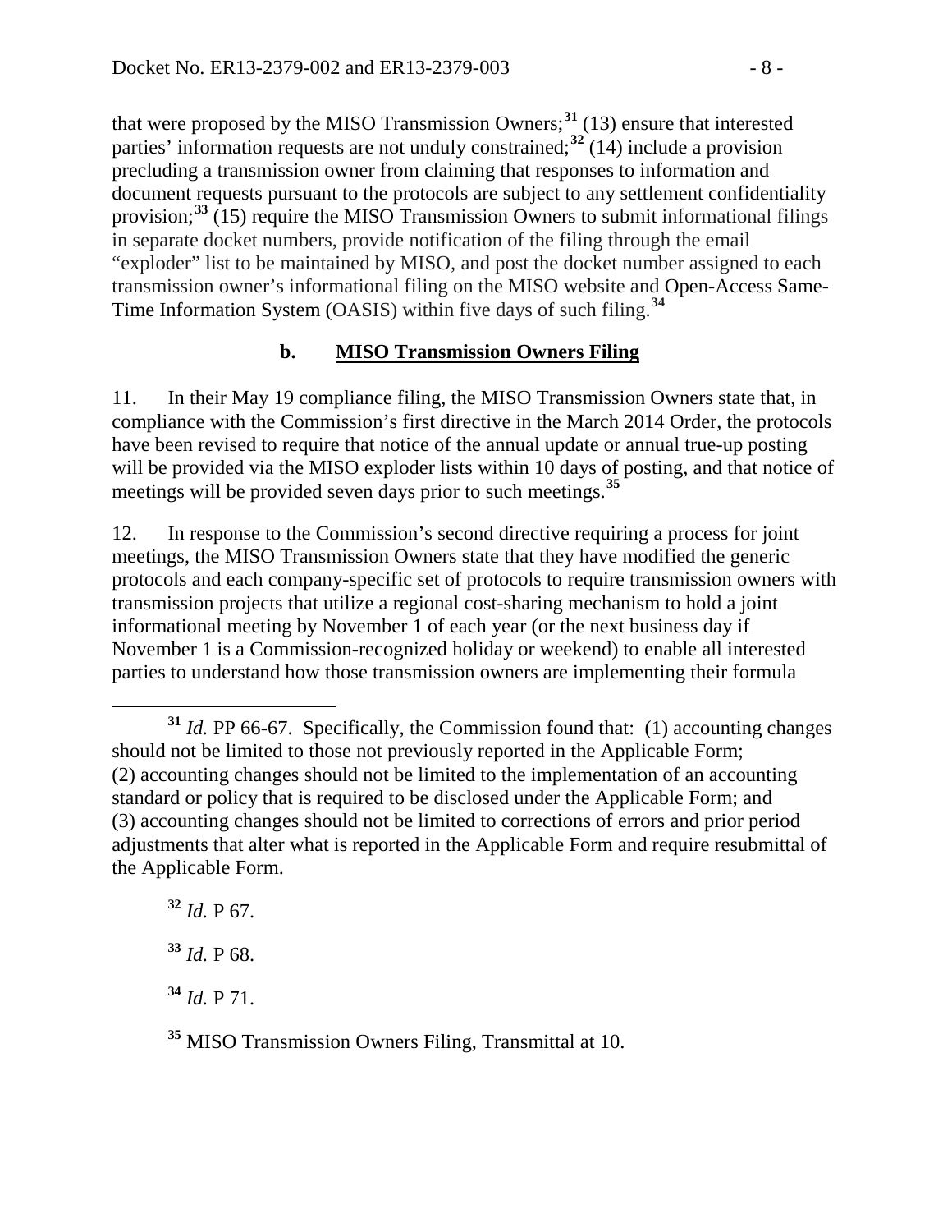that were proposed by the MISO Transmission Owners;[31] (13) ensure that interested parties' information requests are not unduly constrained;[32] (14) include a provision precluding a transmission owner from claiming that responses to information and document requests pursuant to the protocols are subject to any settlement confidentiality provision;[33] (15) require the MISO Transmission Owners to submit informational filings in separate docket numbers, provide notification of the filing through the email "exploder" list to be maintained by MISO, and post the docket number assigned to each transmission owner's informational filing on the MISO website and Open-Access Same-Time Information System (OASIS) within five days of such filing.[34]

### b. MISO Transmission Owners Filing

11. In their May 19 compliance filing, the MISO Transmission Owners state that, in compliance with the Commission's first directive in the March 2014 Order, the protocols have been revised to require that notice of the annual update or annual true-up posting will be provided via the MISO exploder lists within 10 days of posting, and that notice of meetings will be provided seven days prior to such meetings.[35]

12. In response to the Commission's second directive requiring a process for joint meetings, the MISO Transmission Owners state that they have modified the generic protocols and each company-specific set of protocols to require transmission owners with transmission projects that utilize a regional cost-sharing mechanism to hold a joint informational meeting by November 1 of each year (or the next business day if November 1 is a Commission-recognized holiday or weekend) to enable all interested parties to understand how those transmission owners are implementing their formula

---

[31] *Id.* PP 66-67. Specifically, the Commission found that: (1) accounting changes should not be limited to those not previously reported in the Applicable Form; (2) accounting changes should not be limited to the implementation of an accounting standard or policy that is required to be disclosed under the Applicable Form; and (3) accounting changes should not be limited to corrections of errors and prior period adjustments that alter what is reported in the Applicable Form and require resubmittal of the Applicable Form.

[32] *Id.* P 67.

[33] *Id.* P 68.

[34] *Id.* P 71.

[35] MISO Transmission Owners Filing, Transmittal at 10.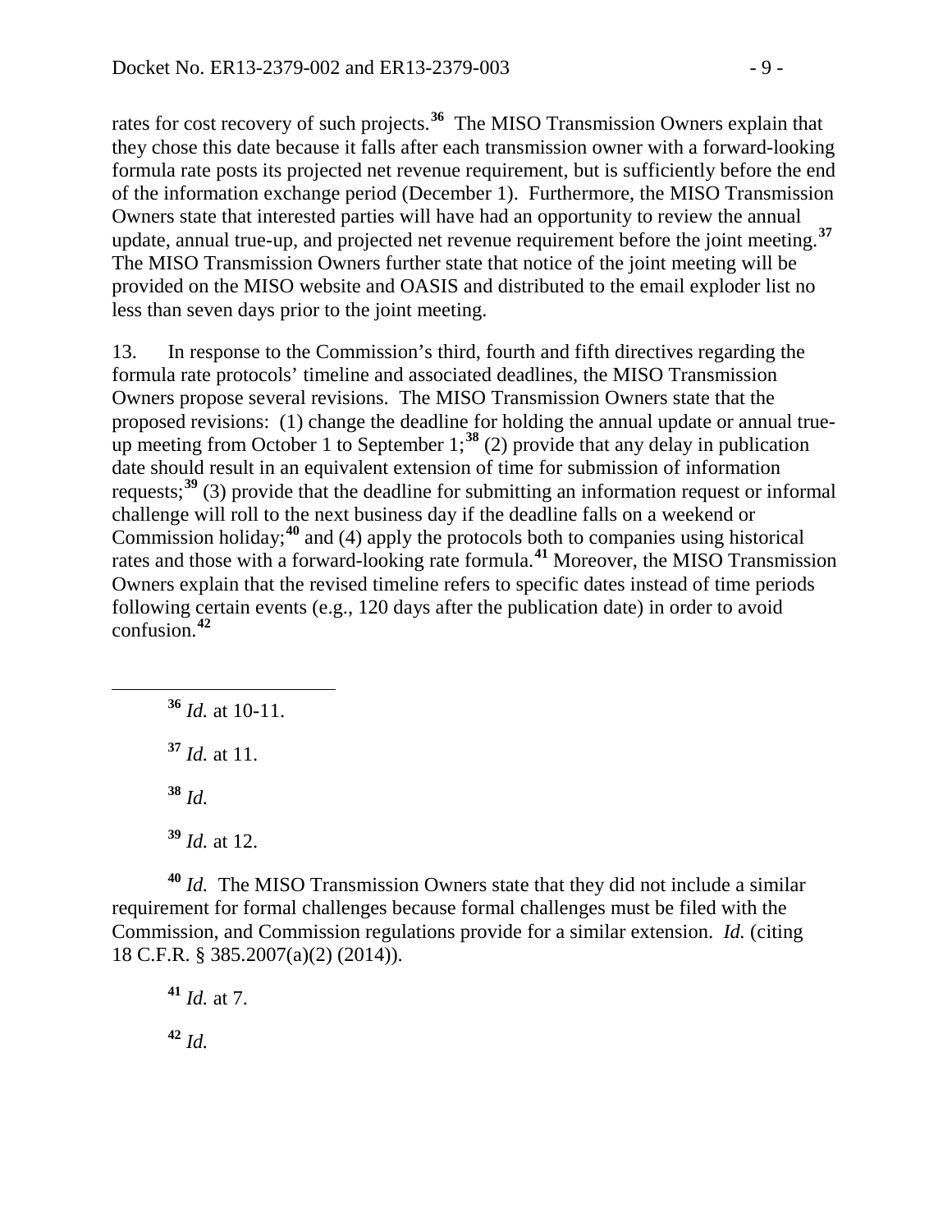rates for cost recovery of such projects.[36] The MISO Transmission Owners explain that they chose this date because it falls after each transmission owner with a forward-looking formula rate posts its projected net revenue requirement, but is sufficiently before the end of the information exchange period (December 1). Furthermore, the MISO Transmission Owners state that interested parties will have had an opportunity to review the annual update, annual true-up, and projected net revenue requirement before the joint meeting.[37] The MISO Transmission Owners further state that notice of the joint meeting will be provided on the MISO website and OASIS and distributed to the email exploder list no less than seven days prior to the joint meeting.

13. In response to the Commission's third, fourth and fifth directives regarding the formula rate protocols' timeline and associated deadlines, the MISO Transmission Owners propose several revisions. The MISO Transmission Owners state that the proposed revisions: (1) change the deadline for holding the annual update or annual true-up meeting from October 1 to September 1;[38] (2) provide that any delay in publication date should result in an equivalent extension of time for submission of information requests;[39] (3) provide that the deadline for submitting an information request or informal challenge will roll to the next business day if the deadline falls on a weekend or Commission holiday;[40] and (4) apply the protocols both to companies using historical rates and those with a forward-looking rate formula.[41] Moreover, the MISO Transmission Owners explain that the revised timeline refers to specific dates instead of time periods following certain events (e.g., 120 days after the publication date) in order to avoid confusion.[42]

[36] *Id.* at 10-11.

[37] *Id.* at 11.

[38] *Id.*

[39] *Id.* at 12.

[40] *Id.* The MISO Transmission Owners state that they did not include a similar requirement for formal challenges because formal challenges must be filed with the Commission, and Commission regulations provide for a similar extension. *Id.* (citing 18 C.F.R. § 385.2007(a)(2) (2014)).

[41] *Id.* at 7.

[42] *Id.*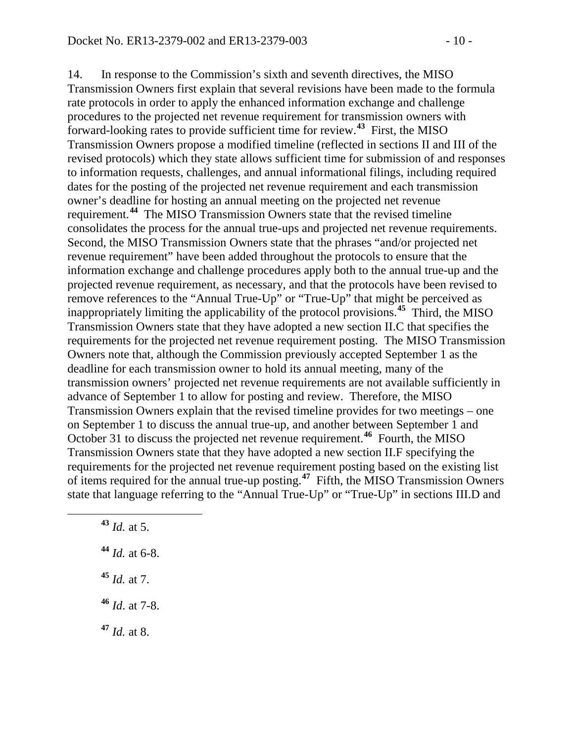14. In response to the Commission's sixth and seventh directives, the MISO Transmission Owners first explain that several revisions have been made to the formula rate protocols in order to apply the enhanced information exchange and challenge procedures to the projected net revenue requirement for transmission owners with forward-looking rates to provide sufficient time for review.[43] First, the MISO Transmission Owners propose a modified timeline (reflected in sections II and III of the revised protocols) which they state allows sufficient time for submission of and responses to information requests, challenges, and annual informational filings, including required dates for the posting of the projected net revenue requirement and each transmission owner's deadline for hosting an annual meeting on the projected net revenue requirement.[44] The MISO Transmission Owners state that the revised timeline consolidates the process for the annual true-ups and projected net revenue requirements. Second, the MISO Transmission Owners state that the phrases "and/or projected net revenue requirement" have been added throughout the protocols to ensure that the information exchange and challenge procedures apply both to the annual true-up and the projected revenue requirement, as necessary, and that the protocols have been revised to remove references to the "Annual True-Up" or "True-Up" that might be perceived as inappropriately limiting the applicability of the protocol provisions.[45] Third, the MISO Transmission Owners state that they have adopted a new section II.C that specifies the requirements for the projected net revenue requirement posting. The MISO Transmission Owners note that, although the Commission previously accepted September 1 as the deadline for each transmission owner to hold its annual meeting, many of the transmission owners' projected net revenue requirements are not available sufficiently in advance of September 1 to allow for posting and review. Therefore, the MISO Transmission Owners explain that the revised timeline provides for two meetings – one on September 1 to discuss the annual true-up, and another between September 1 and October 31 to discuss the projected net revenue requirement.[46] Fourth, the MISO Transmission Owners state that they have adopted a new section II.F specifying the requirements for the projected net revenue requirement posting based on the existing list of items required for the annual true-up posting.[47] Fifth, the MISO Transmission Owners state that language referring to the "Annual True-Up" or "True-Up" in sections III.D and

[43] *Id.* at 5.

[44] *Id.* at 6-8.

[45] *Id.* at 7.

[46] *Id*. at 7-8.

[47] *Id.* at 8.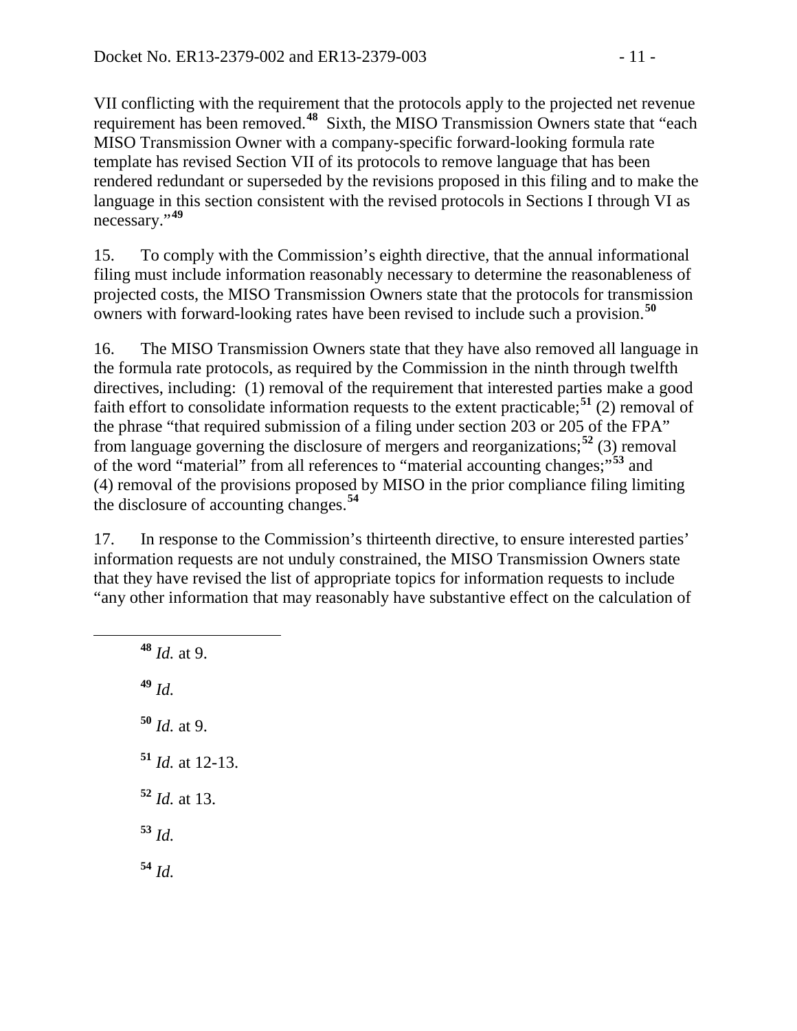VII conflicting with the requirement that the protocols apply to the projected net revenue requirement has been removed.[48] Sixth, the MISO Transmission Owners state that "each MISO Transmission Owner with a company-specific forward-looking formula rate template has revised Section VII of its protocols to remove language that has been rendered redundant or superseded by the revisions proposed in this filing and to make the language in this section consistent with the revised protocols in Sections I through VI as necessary."[49]

15. To comply with the Commission's eighth directive, that the annual informational filing must include information reasonably necessary to determine the reasonableness of projected costs, the MISO Transmission Owners state that the protocols for transmission owners with forward-looking rates have been revised to include such a provision.[50]

16. The MISO Transmission Owners state that they have also removed all language in the formula rate protocols, as required by the Commission in the ninth through twelfth directives, including: (1) removal of the requirement that interested parties make a good faith effort to consolidate information requests to the extent practicable;[51] (2) removal of the phrase "that required submission of a filing under section 203 or 205 of the FPA" from language governing the disclosure of mergers and reorganizations;[52] (3) removal of the word "material" from all references to "material accounting changes;"[53] and (4) removal of the provisions proposed by MISO in the prior compliance filing limiting the disclosure of accounting changes.[54]

17. In response to the Commission's thirteenth directive, to ensure interested parties' information requests are not unduly constrained, the MISO Transmission Owners state that they have revised the list of appropriate topics for information requests to include "any other information that may reasonably have substantive effect on the calculation of

---

[48] *Id.* at 9.

[49] *Id.*

[50] *Id.* at 9.

[51] *Id.* at 12-13.

[52] *Id.* at 13.

[53] *Id.*

[54] *Id.*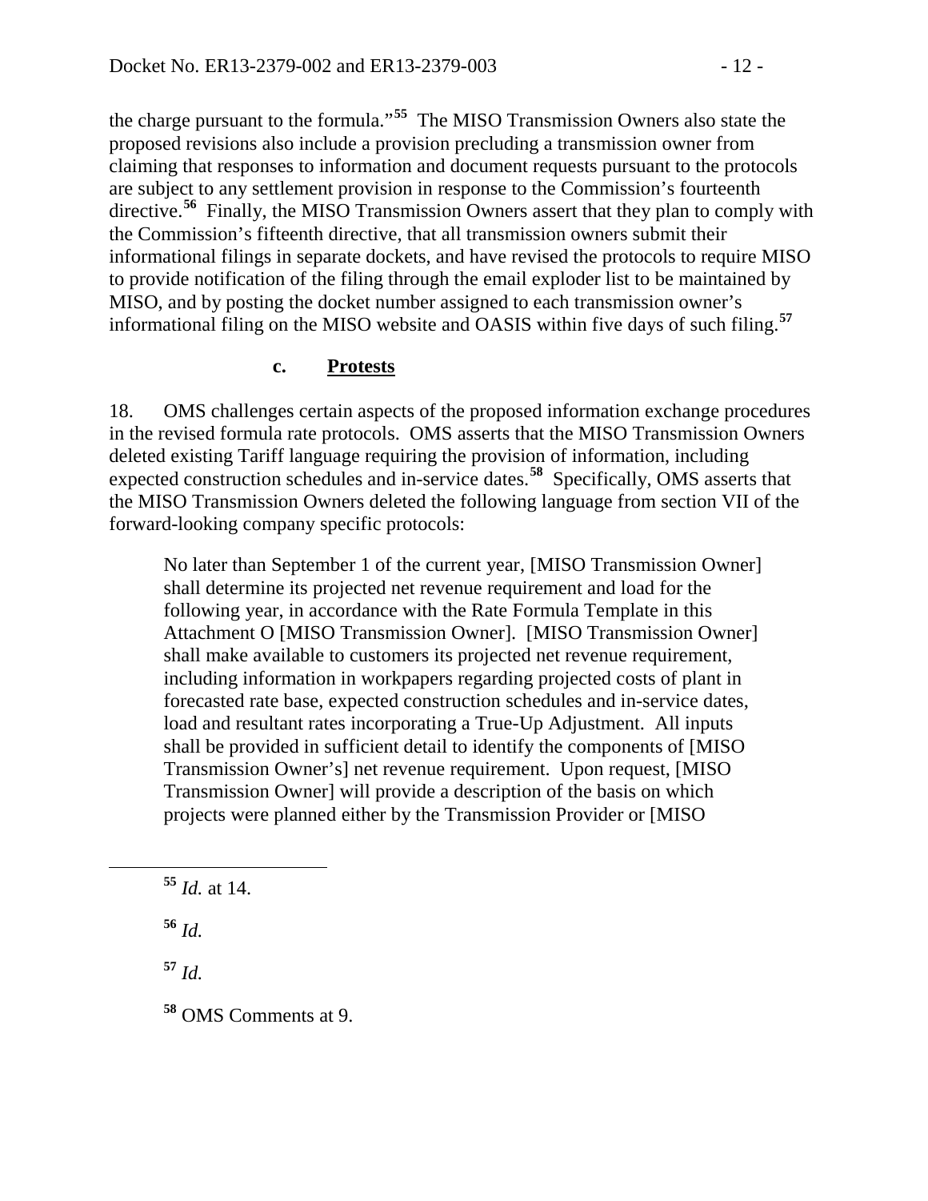the charge pursuant to the formula."[55] The MISO Transmission Owners also state the proposed revisions also include a provision precluding a transmission owner from claiming that responses to information and document requests pursuant to the protocols are subject to any settlement provision in response to the Commission's fourteenth directive.[56] Finally, the MISO Transmission Owners assert that they plan to comply with the Commission's fifteenth directive, that all transmission owners submit their informational filings in separate dockets, and have revised the protocols to require MISO to provide notification of the filing through the email exploder list to be maintained by MISO, and by posting the docket number assigned to each transmission owner's informational filing on the MISO website and OASIS within five days of such filing.[57]

### c. **Protests**

18. OMS challenges certain aspects of the proposed information exchange procedures in the revised formula rate protocols. OMS asserts that the MISO Transmission Owners deleted existing Tariff language requiring the provision of information, including expected construction schedules and in-service dates.[58] Specifically, OMS asserts that the MISO Transmission Owners deleted the following language from section VII of the forward-looking company specific protocols:

> No later than September 1 of the current year, [MISO Transmission Owner] shall determine its projected net revenue requirement and load for the following year, in accordance with the Rate Formula Template in this Attachment O [MISO Transmission Owner]. [MISO Transmission Owner] shall make available to customers its projected net revenue requirement, including information in workpapers regarding projected costs of plant in forecasted rate base, expected construction schedules and in-service dates, load and resultant rates incorporating a True-Up Adjustment. All inputs shall be provided in sufficient detail to identify the components of [MISO Transmission Owner's] net revenue requirement. Upon request, [MISO Transmission Owner] will provide a description of the basis on which projects were planned either by the Transmission Provider or [MISO

---

[55] *Id.* at 14.

[56] *Id.*

[57] *Id.*

[58] OMS Comments at 9.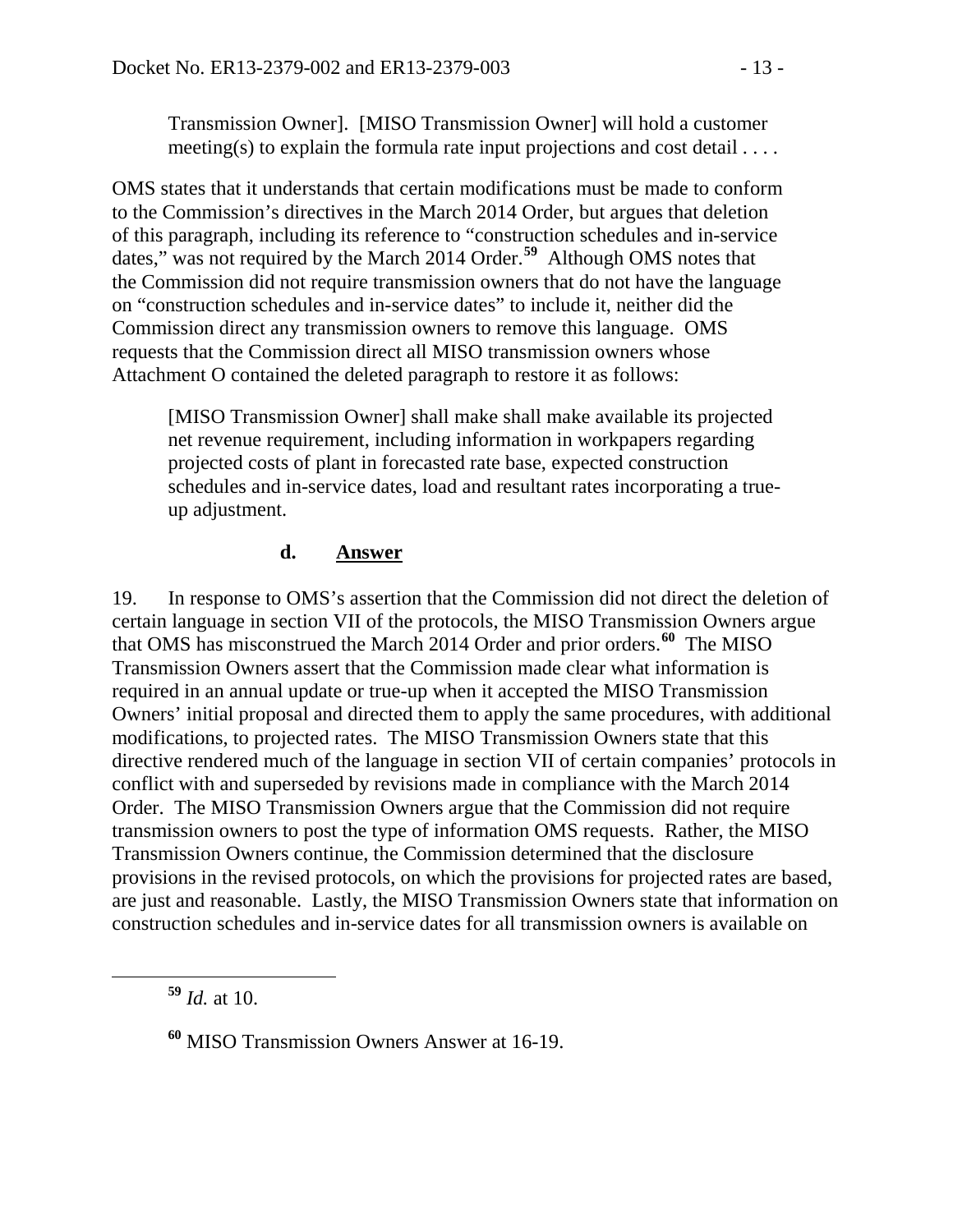> Transmission Owner]. [MISO Transmission Owner] will hold a customer meeting(s) to explain the formula rate input projections and cost detail . . . .

OMS states that it understands that certain modifications must be made to conform to the Commission's directives in the March 2014 Order, but argues that deletion of this paragraph, including its reference to "construction schedules and in-service dates," was not required by the March 2014 Order.[59] Although OMS notes that the Commission did not require transmission owners that do not have the language on "construction schedules and in-service dates" to include it, neither did the Commission direct any transmission owners to remove this language. OMS requests that the Commission direct all MISO transmission owners whose Attachment O contained the deleted paragraph to restore it as follows:

> [MISO Transmission Owner] shall make shall make available its projected net revenue requirement, including information in workpapers regarding projected costs of plant in forecasted rate base, expected construction schedules and in-service dates, load and resultant rates incorporating a true-up adjustment.

### d. Answer

19. In response to OMS's assertion that the Commission did not direct the deletion of certain language in section VII of the protocols, the MISO Transmission Owners argue that OMS has misconstrued the March 2014 Order and prior orders.[60] The MISO Transmission Owners assert that the Commission made clear what information is required in an annual update or true-up when it accepted the MISO Transmission Owners' initial proposal and directed them to apply the same procedures, with additional modifications, to projected rates. The MISO Transmission Owners state that this directive rendered much of the language in section VII of certain companies' protocols in conflict with and superseded by revisions made in compliance with the March 2014 Order. The MISO Transmission Owners argue that the Commission did not require transmission owners to post the type of information OMS requests. Rather, the MISO Transmission Owners continue, the Commission determined that the disclosure provisions in the revised protocols, on which the provisions for projected rates are based, are just and reasonable. Lastly, the MISO Transmission Owners state that information on construction schedules and in-service dates for all transmission owners is available on

[59] *Id.* at 10.

[60] MISO Transmission Owners Answer at 16-19.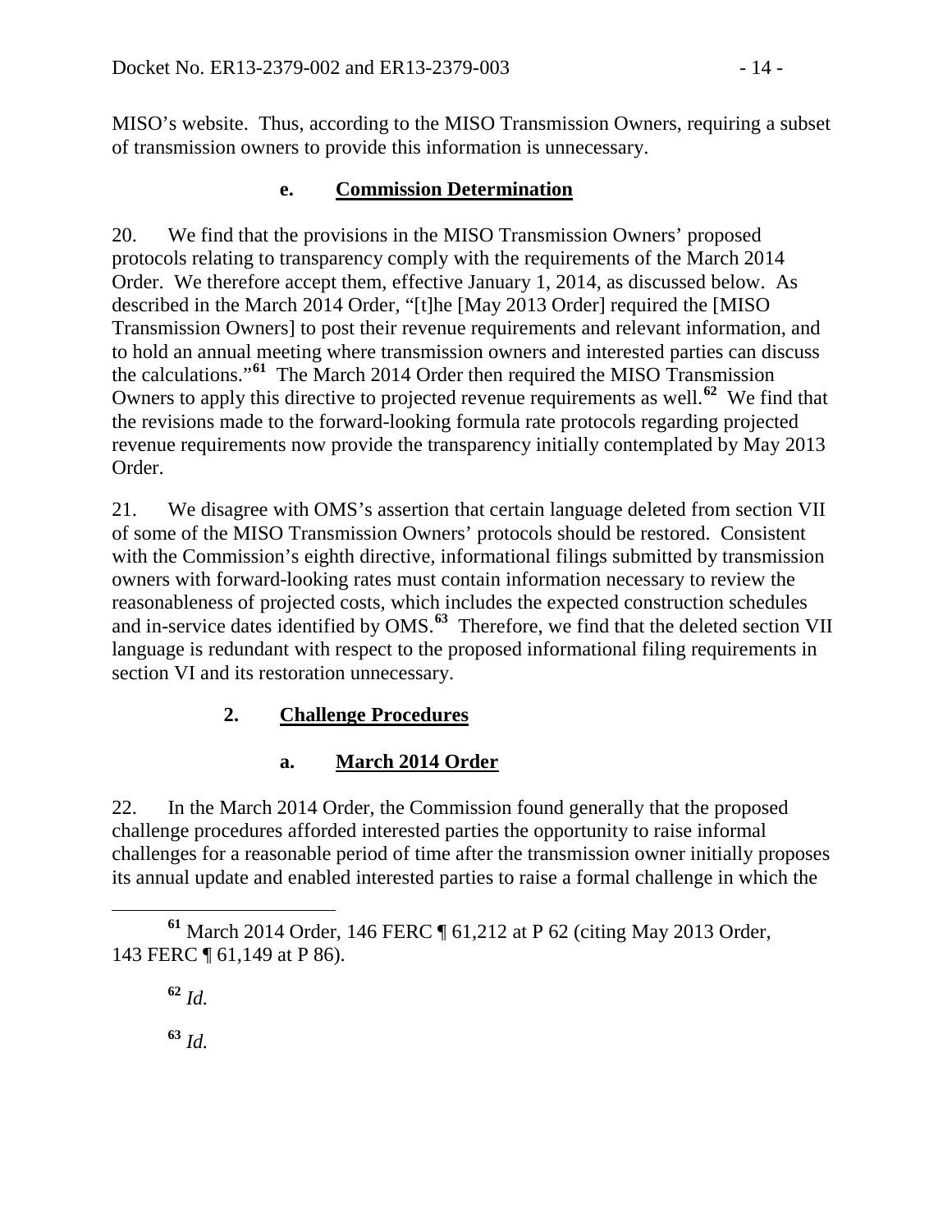MISO's website. Thus, according to the MISO Transmission Owners, requiring a subset of transmission owners to provide this information is unnecessary.

#### e. **Commission Determination**

20. We find that the provisions in the MISO Transmission Owners' proposed protocols relating to transparency comply with the requirements of the March 2014 Order. We therefore accept them, effective January 1, 2014, as discussed below. As described in the March 2014 Order, "[t]he [May 2013 Order] required the [MISO Transmission Owners] to post their revenue requirements and relevant information, and to hold an annual meeting where transmission owners and interested parties can discuss the calculations."[61] The March 2014 Order then required the MISO Transmission Owners to apply this directive to projected revenue requirements as well.[62] We find that the revisions made to the forward-looking formula rate protocols regarding projected revenue requirements now provide the transparency initially contemplated by May 2013 Order.

21. We disagree with OMS's assertion that certain language deleted from section VII of some of the MISO Transmission Owners' protocols should be restored. Consistent with the Commission's eighth directive, informational filings submitted by transmission owners with forward-looking rates must contain information necessary to review the reasonableness of projected costs, which includes the expected construction schedules and in-service dates identified by OMS.[63] Therefore, we find that the deleted section VII language is redundant with respect to the proposed informational filing requirements in section VI and its restoration unnecessary.

### 2. **Challenge Procedures**

#### a. **March 2014 Order**

22. In the March 2014 Order, the Commission found generally that the proposed challenge procedures afforded interested parties the opportunity to raise informal challenges for a reasonable period of time after the transmission owner initially proposes its annual update and enabled interested parties to raise a formal challenge in which the

---

[61] March 2014 Order, 146 FERC ¶ 61,212 at P 62 (citing May 2013 Order, 143 FERC ¶ 61,149 at P 86).

[62] *Id.*

[63] *Id.*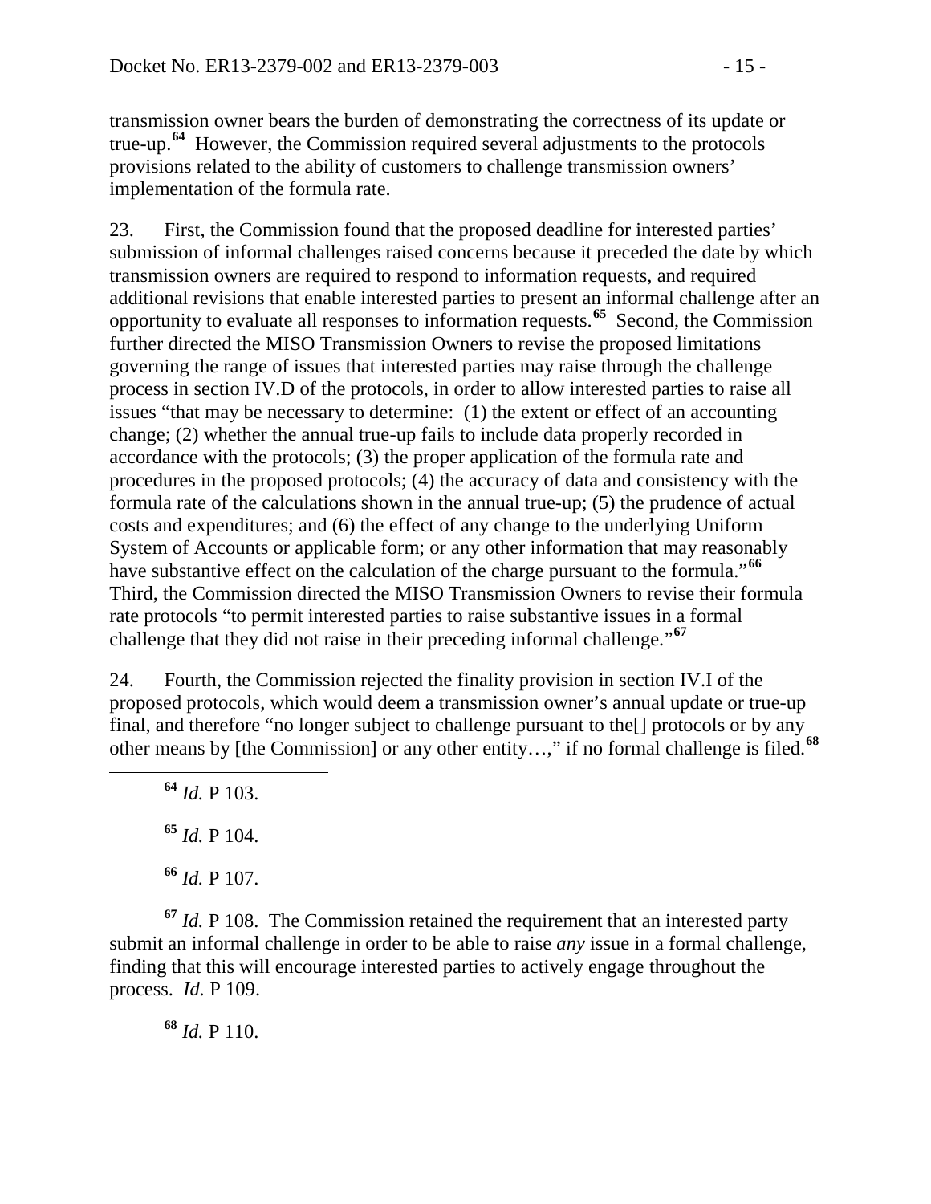transmission owner bears the burden of demonstrating the correctness of its update or true-up.[64] However, the Commission required several adjustments to the protocols provisions related to the ability of customers to challenge transmission owners' implementation of the formula rate.

23. First, the Commission found that the proposed deadline for interested parties' submission of informal challenges raised concerns because it preceded the date by which transmission owners are required to respond to information requests, and required additional revisions that enable interested parties to present an informal challenge after an opportunity to evaluate all responses to information requests.[65] Second, the Commission further directed the MISO Transmission Owners to revise the proposed limitations governing the range of issues that interested parties may raise through the challenge process in section IV.D of the protocols, in order to allow interested parties to raise all issues "that may be necessary to determine: (1) the extent or effect of an accounting change; (2) whether the annual true-up fails to include data properly recorded in accordance with the protocols; (3) the proper application of the formula rate and procedures in the proposed protocols; (4) the accuracy of data and consistency with the formula rate of the calculations shown in the annual true-up; (5) the prudence of actual costs and expenditures; and (6) the effect of any change to the underlying Uniform System of Accounts or applicable form; or any other information that may reasonably have substantive effect on the calculation of the charge pursuant to the formula."[66] Third, the Commission directed the MISO Transmission Owners to revise their formula rate protocols "to permit interested parties to raise substantive issues in a formal challenge that they did not raise in their preceding informal challenge."[67]

24. Fourth, the Commission rejected the finality provision in section IV.I of the proposed protocols, which would deem a transmission owner's annual update or true-up final, and therefore "no longer subject to challenge pursuant to the[] protocols or by any other means by [the Commission] or any other entity…," if no formal challenge is filed.[68]

---

[64] *Id.* P 103.

[65] *Id.* P 104.

[66] *Id.* P 107.

[67] *Id.* P 108. The Commission retained the requirement that an interested party submit an informal challenge in order to be able to raise *any* issue in a formal challenge, finding that this will encourage interested parties to actively engage throughout the process. *Id.* P 109.

[68] *Id.* P 110.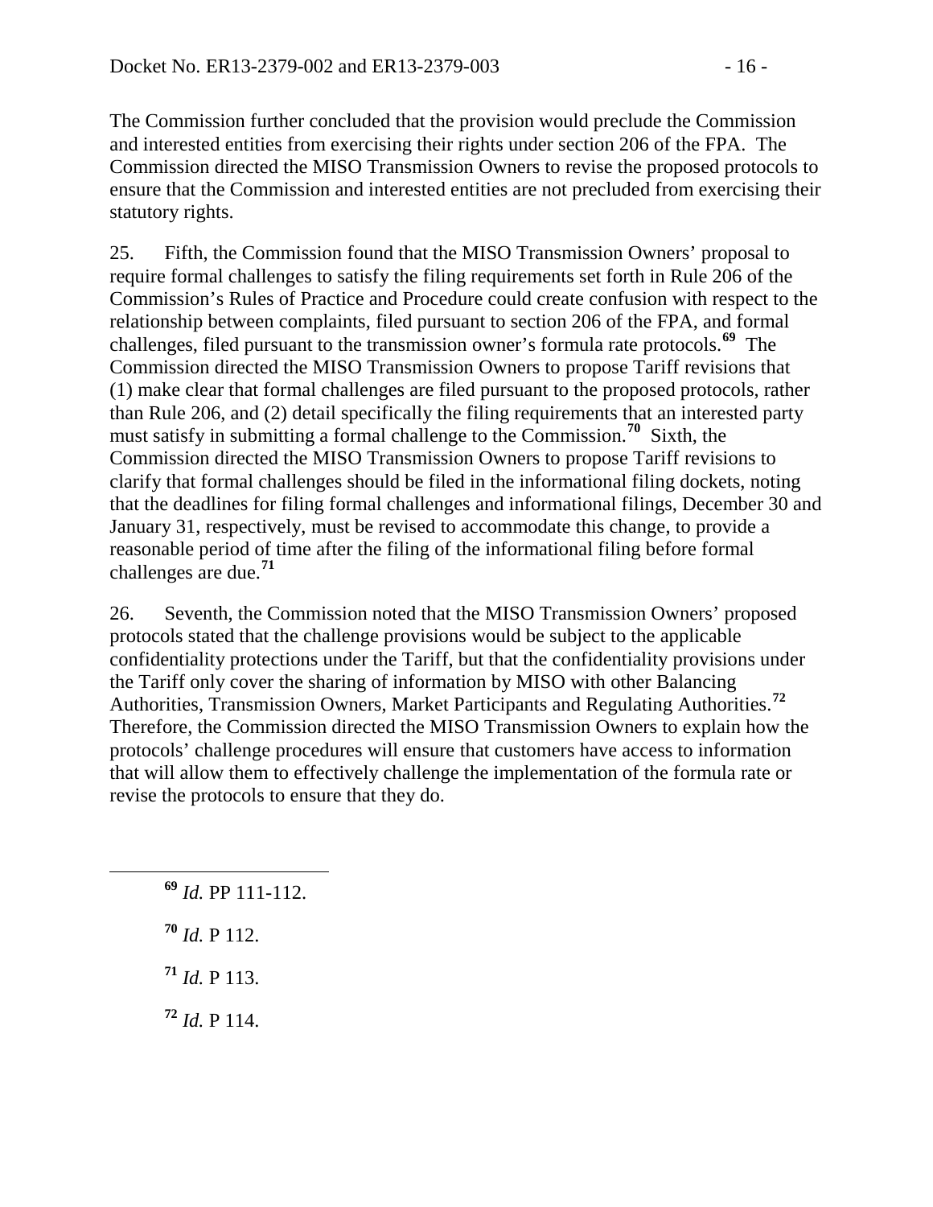The Commission further concluded that the provision would preclude the Commission and interested entities from exercising their rights under section 206 of the FPA. The Commission directed the MISO Transmission Owners to revise the proposed protocols to ensure that the Commission and interested entities are not precluded from exercising their statutory rights.

25. Fifth, the Commission found that the MISO Transmission Owners' proposal to require formal challenges to satisfy the filing requirements set forth in Rule 206 of the Commission's Rules of Practice and Procedure could create confusion with respect to the relationship between complaints, filed pursuant to section 206 of the FPA, and formal challenges, filed pursuant to the transmission owner's formula rate protocols.[69] The Commission directed the MISO Transmission Owners to propose Tariff revisions that (1) make clear that formal challenges are filed pursuant to the proposed protocols, rather than Rule 206, and (2) detail specifically the filing requirements that an interested party must satisfy in submitting a formal challenge to the Commission.[70] Sixth, the Commission directed the MISO Transmission Owners to propose Tariff revisions to clarify that formal challenges should be filed in the informational filing dockets, noting that the deadlines for filing formal challenges and informational filings, December 30 and January 31, respectively, must be revised to accommodate this change, to provide a reasonable period of time after the filing of the informational filing before formal challenges are due.[71]

26. Seventh, the Commission noted that the MISO Transmission Owners' proposed protocols stated that the challenge provisions would be subject to the applicable confidentiality protections under the Tariff, but that the confidentiality provisions under the Tariff only cover the sharing of information by MISO with other Balancing Authorities, Transmission Owners, Market Participants and Regulating Authorities.[72] Therefore, the Commission directed the MISO Transmission Owners to explain how the protocols' challenge procedures will ensure that customers have access to information that will allow them to effectively challenge the implementation of the formula rate or revise the protocols to ensure that they do.

[69] *Id.* PP 111-112.

[70] *Id.* P 112.

[71] *Id.* P 113.

[72] *Id.* P 114.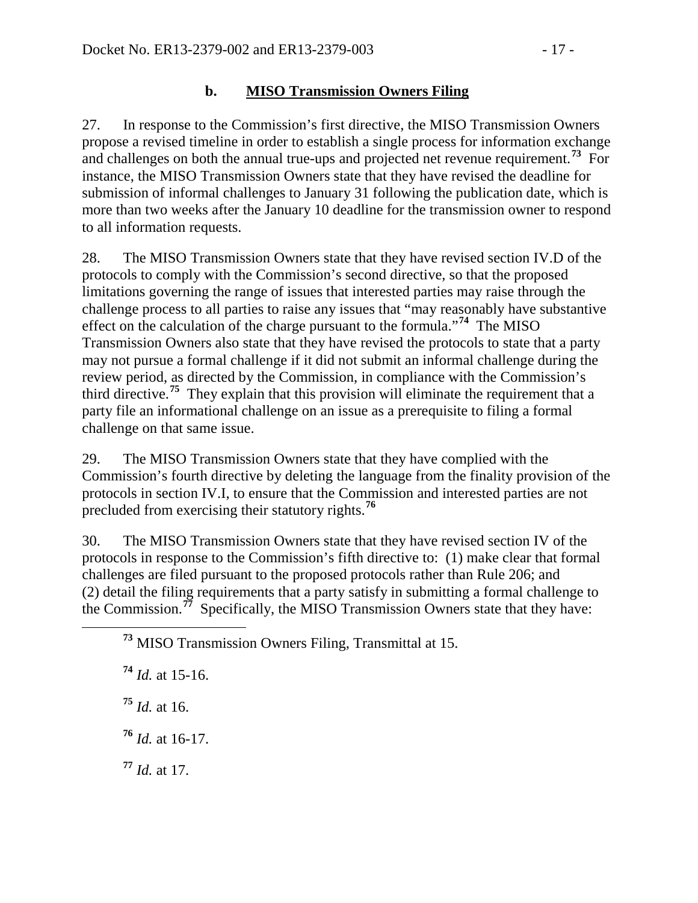### b. **MISO Transmission Owners Filing**

27. In response to the Commission's first directive, the MISO Transmission Owners propose a revised timeline in order to establish a single process for information exchange and challenges on both the annual true-ups and projected net revenue requirement.[73] For instance, the MISO Transmission Owners state that they have revised the deadline for submission of informal challenges to January 31 following the publication date, which is more than two weeks after the January 10 deadline for the transmission owner to respond to all information requests.

28. The MISO Transmission Owners state that they have revised section IV.D of the protocols to comply with the Commission's second directive, so that the proposed limitations governing the range of issues that interested parties may raise through the challenge process to all parties to raise any issues that "may reasonably have substantive effect on the calculation of the charge pursuant to the formula."[74] The MISO Transmission Owners also state that they have revised the protocols to state that a party may not pursue a formal challenge if it did not submit an informal challenge during the review period, as directed by the Commission, in compliance with the Commission's third directive.[75] They explain that this provision will eliminate the requirement that a party file an informational challenge on an issue as a prerequisite to filing a formal challenge on that same issue.

29. The MISO Transmission Owners state that they have complied with the Commission's fourth directive by deleting the language from the finality provision of the protocols in section IV.I, to ensure that the Commission and interested parties are not precluded from exercising their statutory rights.[76]

30. The MISO Transmission Owners state that they have revised section IV of the protocols in response to the Commission's fifth directive to: (1) make clear that formal challenges are filed pursuant to the proposed protocols rather than Rule 206; and (2) detail the filing requirements that a party satisfy in submitting a formal challenge to the Commission.[77] Specifically, the MISO Transmission Owners state that they have:

---

[73] MISO Transmission Owners Filing, Transmittal at 15.

[74] *Id.* at 15-16.

[75] *Id.* at 16.

[76] *Id.* at 16-17.

[77] *Id.* at 17.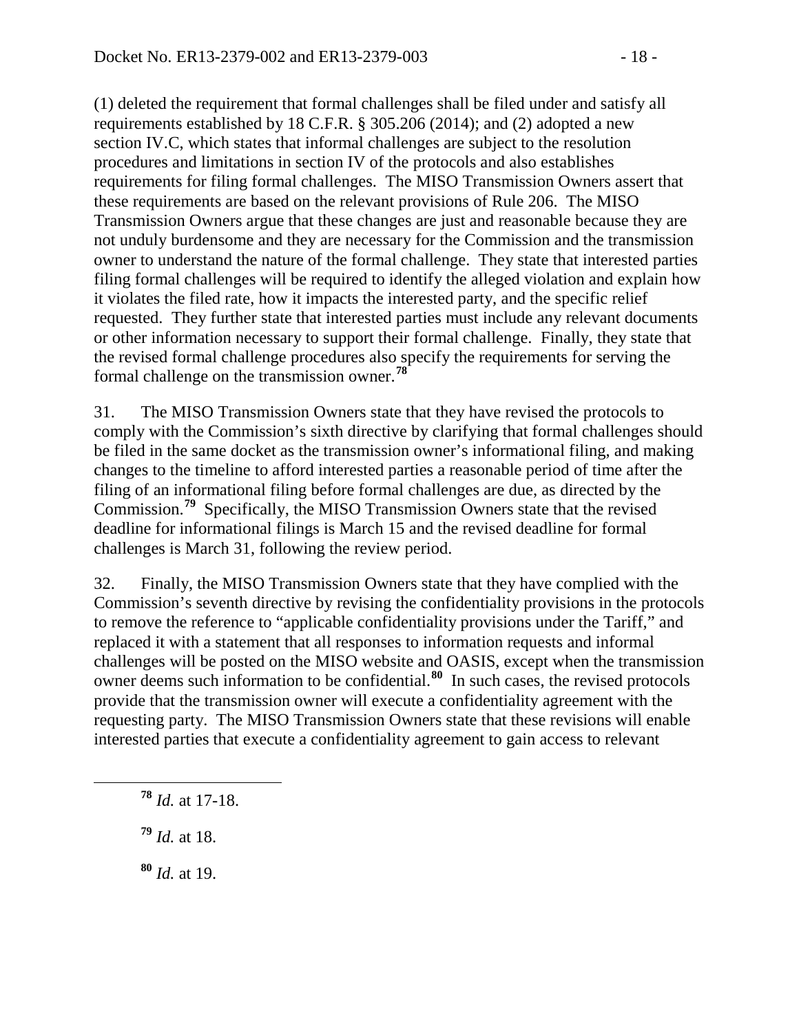(1) deleted the requirement that formal challenges shall be filed under and satisfy all requirements established by 18 C.F.R. § 305.206 (2014); and (2) adopted a new section IV.C, which states that informal challenges are subject to the resolution procedures and limitations in section IV of the protocols and also establishes requirements for filing formal challenges. The MISO Transmission Owners assert that these requirements are based on the relevant provisions of Rule 206. The MISO Transmission Owners argue that these changes are just and reasonable because they are not unduly burdensome and they are necessary for the Commission and the transmission owner to understand the nature of the formal challenge. They state that interested parties filing formal challenges will be required to identify the alleged violation and explain how it violates the filed rate, how it impacts the interested party, and the specific relief requested. They further state that interested parties must include any relevant documents or other information necessary to support their formal challenge. Finally, they state that the revised formal challenge procedures also specify the requirements for serving the formal challenge on the transmission owner.[78]

31. The MISO Transmission Owners state that they have revised the protocols to comply with the Commission's sixth directive by clarifying that formal challenges should be filed in the same docket as the transmission owner's informational filing, and making changes to the timeline to afford interested parties a reasonable period of time after the filing of an informational filing before formal challenges are due, as directed by the Commission.[79] Specifically, the MISO Transmission Owners state that the revised deadline for informational filings is March 15 and the revised deadline for formal challenges is March 31, following the review period.

32. Finally, the MISO Transmission Owners state that they have complied with the Commission's seventh directive by revising the confidentiality provisions in the protocols to remove the reference to "applicable confidentiality provisions under the Tariff," and replaced it with a statement that all responses to information requests and informal challenges will be posted on the MISO website and OASIS, except when the transmission owner deems such information to be confidential.[80] In such cases, the revised protocols provide that the transmission owner will execute a confidentiality agreement with the requesting party. The MISO Transmission Owners state that these revisions will enable interested parties that execute a confidentiality agreement to gain access to relevant

---

[78] *Id.* at 17-18.

[79] *Id.* at 18.

[80] *Id.* at 19.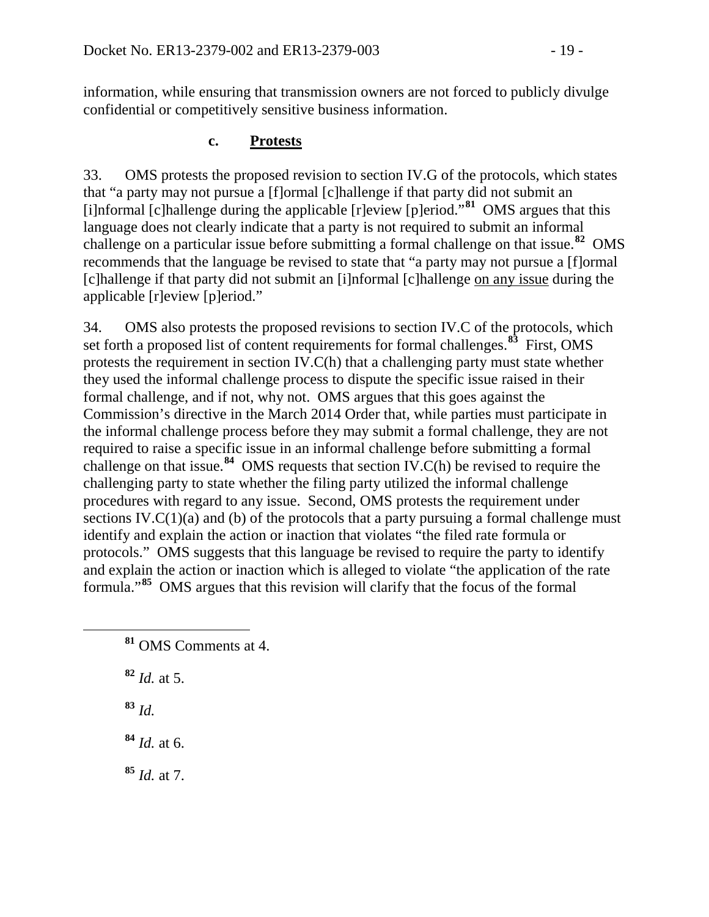information, while ensuring that transmission owners are not forced to publicly divulge confidential or competitively sensitive business information.

#### c. **Protests**

33. OMS protests the proposed revision to section IV.G of the protocols, which states that "a party may not pursue a [f]ormal [c]hallenge if that party did not submit an [i]nformal [c]hallenge during the applicable [r]eview [p]eriod."[81] OMS argues that this language does not clearly indicate that a party is not required to submit an informal challenge on a particular issue before submitting a formal challenge on that issue.[82] OMS recommends that the language be revised to state that "a party may not pursue a [f]ormal [c]hallenge if that party did not submit an [i]nformal [c]hallenge <u>on any issue</u> during the applicable [r]eview [p]eriod."

34. OMS also protests the proposed revisions to section IV.C of the protocols, which set forth a proposed list of content requirements for formal challenges.[83] First, OMS protests the requirement in section IV.C(h) that a challenging party must state whether they used the informal challenge process to dispute the specific issue raised in their formal challenge, and if not, why not. OMS argues that this goes against the Commission's directive in the March 2014 Order that, while parties must participate in the informal challenge process before they may submit a formal challenge, they are not required to raise a specific issue in an informal challenge before submitting a formal challenge on that issue.[84] OMS requests that section IV.C(h) be revised to require the challenging party to state whether the filing party utilized the informal challenge procedures with regard to any issue. Second, OMS protests the requirement under sections IV.C(1)(a) and (b) of the protocols that a party pursuing a formal challenge must identify and explain the action or inaction that violates "the filed rate formula or protocols." OMS suggests that this language be revised to require the party to identify and explain the action or inaction which is alleged to violate "the application of the rate formula."[85] OMS argues that this revision will clarify that the focus of the formal

---

[81] OMS Comments at 4.

[82] *Id.* at 5.

[83] *Id.*

[84] *Id.* at 6.

[85] *Id.* at 7.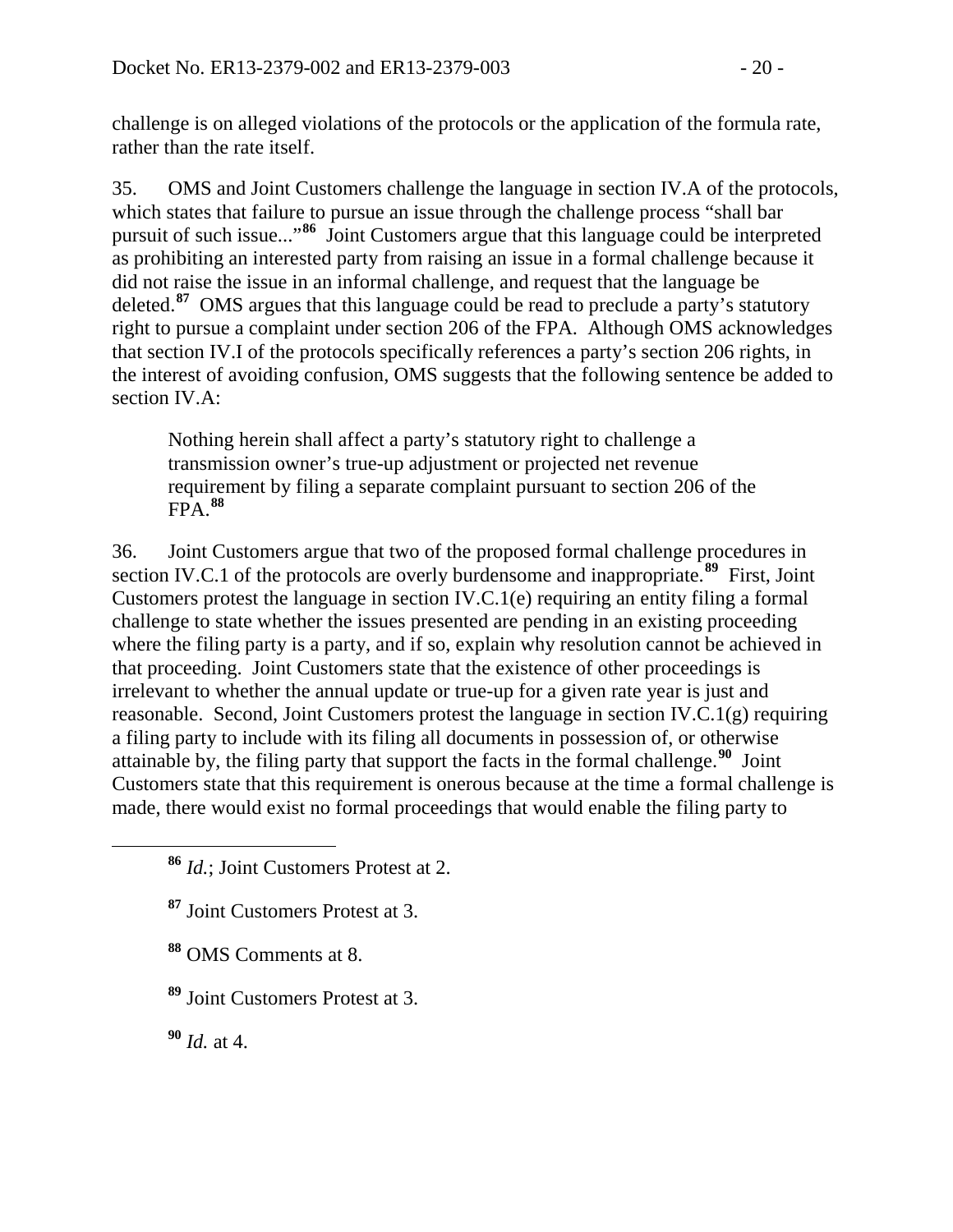challenge is on alleged violations of the protocols or the application of the formula rate, rather than the rate itself.

35. OMS and Joint Customers challenge the language in section IV.A of the protocols, which states that failure to pursue an issue through the challenge process "shall bar pursuit of such issue..."[86] Joint Customers argue that this language could be interpreted as prohibiting an interested party from raising an issue in a formal challenge because it did not raise the issue in an informal challenge, and request that the language be deleted.[87] OMS argues that this language could be read to preclude a party's statutory right to pursue a complaint under section 206 of the FPA. Although OMS acknowledges that section IV.I of the protocols specifically references a party's section 206 rights, in the interest of avoiding confusion, OMS suggests that the following sentence be added to section IV.A:

> Nothing herein shall affect a party's statutory right to challenge a transmission owner's true-up adjustment or projected net revenue requirement by filing a separate complaint pursuant to section 206 of the FPA.[88]

36. Joint Customers argue that two of the proposed formal challenge procedures in section IV.C.1 of the protocols are overly burdensome and inappropriate.[89] First, Joint Customers protest the language in section IV.C.1(e) requiring an entity filing a formal challenge to state whether the issues presented are pending in an existing proceeding where the filing party is a party, and if so, explain why resolution cannot be achieved in that proceeding. Joint Customers state that the existence of other proceedings is irrelevant to whether the annual update or true-up for a given rate year is just and reasonable. Second, Joint Customers protest the language in section IV.C.1(g) requiring a filing party to include with its filing all documents in possession of, or otherwise attainable by, the filing party that support the facts in the formal challenge.[90] Joint Customers state that this requirement is onerous because at the time a formal challenge is made, there would exist no formal proceedings that would enable the filing party to

---

[86] *Id.*; Joint Customers Protest at 2.

[87] Joint Customers Protest at 3.

[88] OMS Comments at 8.

[89] Joint Customers Protest at 3.

[90] *Id.* at 4.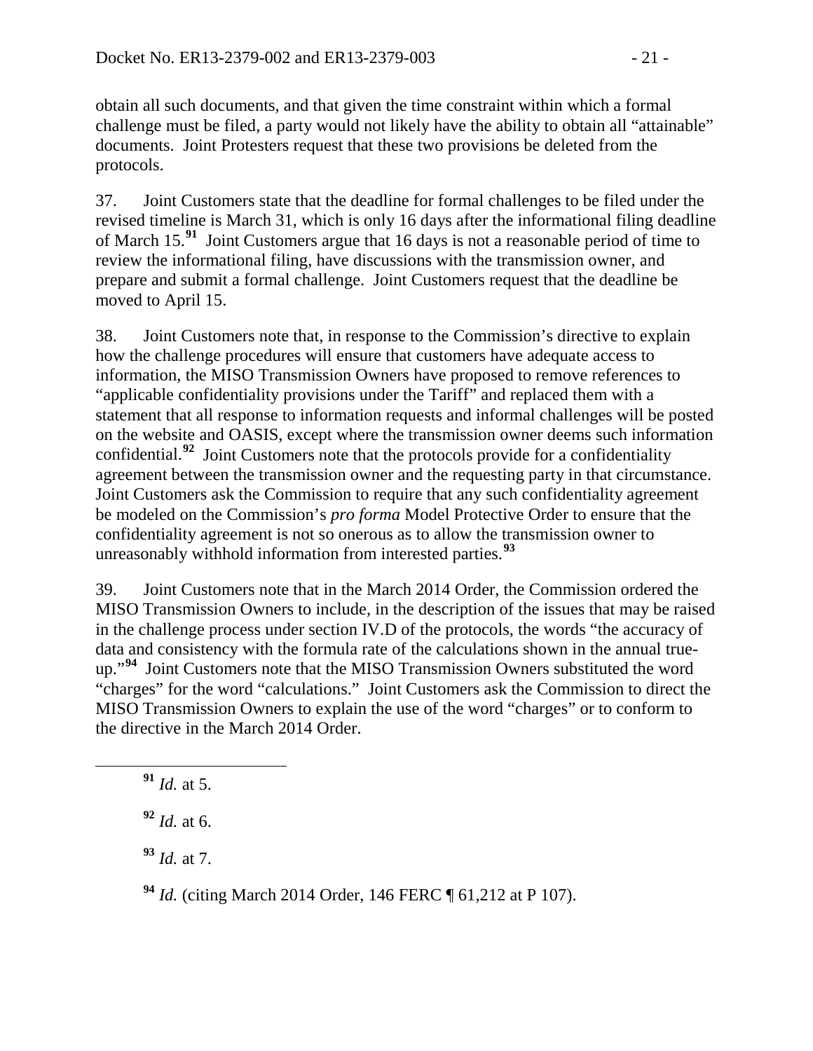obtain all such documents, and that given the time constraint within which a formal challenge must be filed, a party would not likely have the ability to obtain all "attainable" documents. Joint Protesters request that these two provisions be deleted from the protocols.

37. Joint Customers state that the deadline for formal challenges to be filed under the revised timeline is March 31, which is only 16 days after the informational filing deadline of March 15.[91] Joint Customers argue that 16 days is not a reasonable period of time to review the informational filing, have discussions with the transmission owner, and prepare and submit a formal challenge. Joint Customers request that the deadline be moved to April 15.

38. Joint Customers note that, in response to the Commission's directive to explain how the challenge procedures will ensure that customers have adequate access to information, the MISO Transmission Owners have proposed to remove references to "applicable confidentiality provisions under the Tariff" and replaced them with a statement that all response to information requests and informal challenges will be posted on the website and OASIS, except where the transmission owner deems such information confidential.[92] Joint Customers note that the protocols provide for a confidentiality agreement between the transmission owner and the requesting party in that circumstance. Joint Customers ask the Commission to require that any such confidentiality agreement be modeled on the Commission's *pro forma* Model Protective Order to ensure that the confidentiality agreement is not so onerous as to allow the transmission owner to unreasonably withhold information from interested parties.[93]

39. Joint Customers note that in the March 2014 Order, the Commission ordered the MISO Transmission Owners to include, in the description of the issues that may be raised in the challenge process under section IV.D of the protocols, the words "the accuracy of data and consistency with the formula rate of the calculations shown in the annual true-up."[94] Joint Customers note that the MISO Transmission Owners substituted the word "charges" for the word "calculations." Joint Customers ask the Commission to direct the MISO Transmission Owners to explain the use of the word "charges" or to conform to the directive in the March 2014 Order.

[91] *Id.* at 5.

[92] *Id.* at 6.

[93] *Id.* at 7.

[94] *Id.* (citing March 2014 Order, 146 FERC ¶ 61,212 at P 107).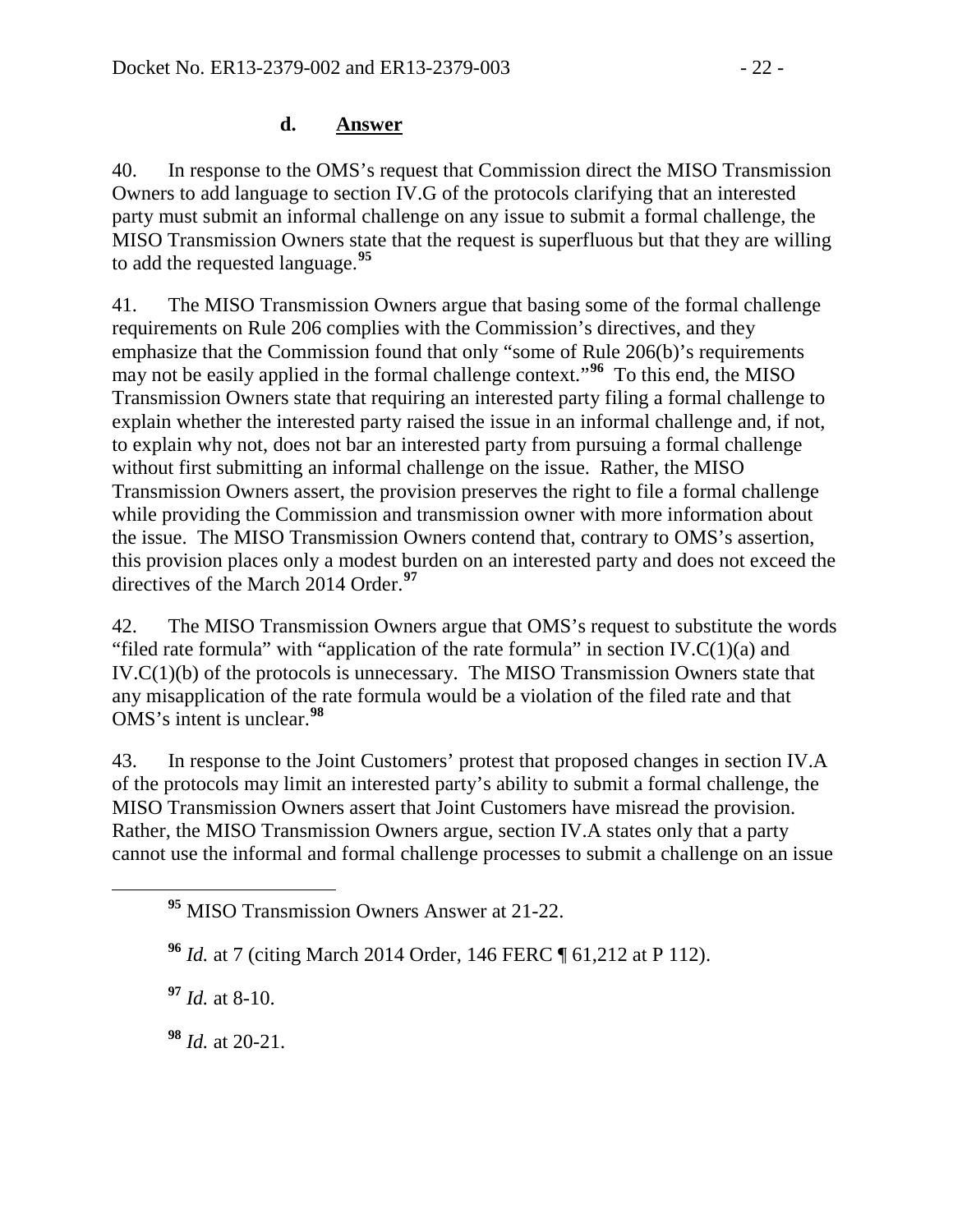### d. **Answer**

40. In response to the OMS's request that Commission direct the MISO Transmission Owners to add language to section IV.G of the protocols clarifying that an interested party must submit an informal challenge on any issue to submit a formal challenge, the MISO Transmission Owners state that the request is superfluous but that they are willing to add the requested language.[95]

41. The MISO Transmission Owners argue that basing some of the formal challenge requirements on Rule 206 complies with the Commission's directives, and they emphasize that the Commission found that only "some of Rule 206(b)'s requirements may not be easily applied in the formal challenge context."[96] To this end, the MISO Transmission Owners state that requiring an interested party filing a formal challenge to explain whether the interested party raised the issue in an informal challenge and, if not, to explain why not, does not bar an interested party from pursuing a formal challenge without first submitting an informal challenge on the issue. Rather, the MISO Transmission Owners assert, the provision preserves the right to file a formal challenge while providing the Commission and transmission owner with more information about the issue. The MISO Transmission Owners contend that, contrary to OMS's assertion, this provision places only a modest burden on an interested party and does not exceed the directives of the March 2014 Order.[97]

42. The MISO Transmission Owners argue that OMS's request to substitute the words "filed rate formula" with "application of the rate formula" in section IV.C(1)(a) and IV.C(1)(b) of the protocols is unnecessary. The MISO Transmission Owners state that any misapplication of the rate formula would be a violation of the filed rate and that OMS's intent is unclear.[98]

43. In response to the Joint Customers' protest that proposed changes in section IV.A of the protocols may limit an interested party's ability to submit a formal challenge, the MISO Transmission Owners assert that Joint Customers have misread the provision. Rather, the MISO Transmission Owners argue, section IV.A states only that a party cannot use the informal and formal challenge processes to submit a challenge on an issue

---

[95] MISO Transmission Owners Answer at 21-22.

[96] *Id.* at 7 (citing March 2014 Order, 146 FERC ¶ 61,212 at P 112).

[97] *Id.* at 8-10.

[98] *Id.* at 20-21.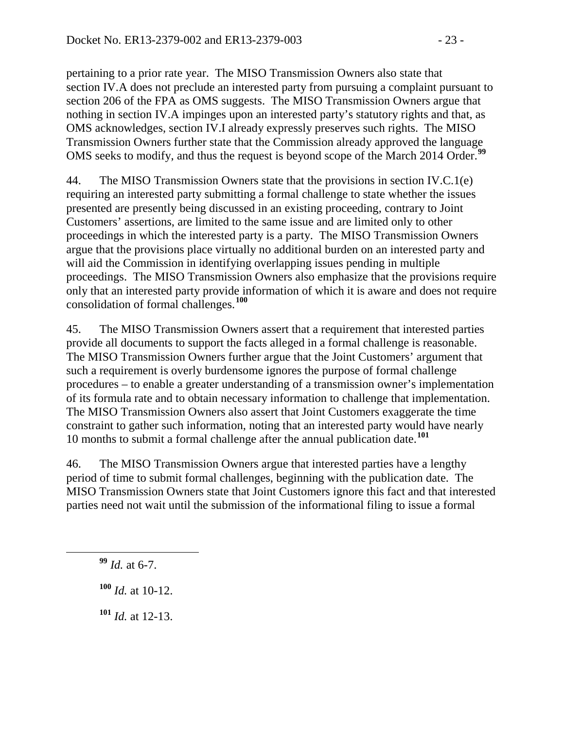pertaining to a prior rate year. The MISO Transmission Owners also state that section IV.A does not preclude an interested party from pursuing a complaint pursuant to section 206 of the FPA as OMS suggests. The MISO Transmission Owners argue that nothing in section IV.A impinges upon an interested party's statutory rights and that, as OMS acknowledges, section IV.I already expressly preserves such rights. The MISO Transmission Owners further state that the Commission already approved the language OMS seeks to modify, and thus the request is beyond scope of the March 2014 Order.[99]

44. The MISO Transmission Owners state that the provisions in section IV.C.1(e) requiring an interested party submitting a formal challenge to state whether the issues presented are presently being discussed in an existing proceeding, contrary to Joint Customers' assertions, are limited to the same issue and are limited only to other proceedings in which the interested party is a party. The MISO Transmission Owners argue that the provisions place virtually no additional burden on an interested party and will aid the Commission in identifying overlapping issues pending in multiple proceedings. The MISO Transmission Owners also emphasize that the provisions require only that an interested party provide information of which it is aware and does not require consolidation of formal challenges.[100]

45. The MISO Transmission Owners assert that a requirement that interested parties provide all documents to support the facts alleged in a formal challenge is reasonable. The MISO Transmission Owners further argue that the Joint Customers' argument that such a requirement is overly burdensome ignores the purpose of formal challenge procedures – to enable a greater understanding of a transmission owner's implementation of its formula rate and to obtain necessary information to challenge that implementation. The MISO Transmission Owners also assert that Joint Customers exaggerate the time constraint to gather such information, noting that an interested party would have nearly 10 months to submit a formal challenge after the annual publication date.[101]

46. The MISO Transmission Owners argue that interested parties have a lengthy period of time to submit formal challenges, beginning with the publication date. The MISO Transmission Owners state that Joint Customers ignore this fact and that interested parties need not wait until the submission of the informational filing to issue a formal

---

[99] *Id.* at 6-7.

[100] *Id.* at 10-12.

[101] *Id.* at 12-13.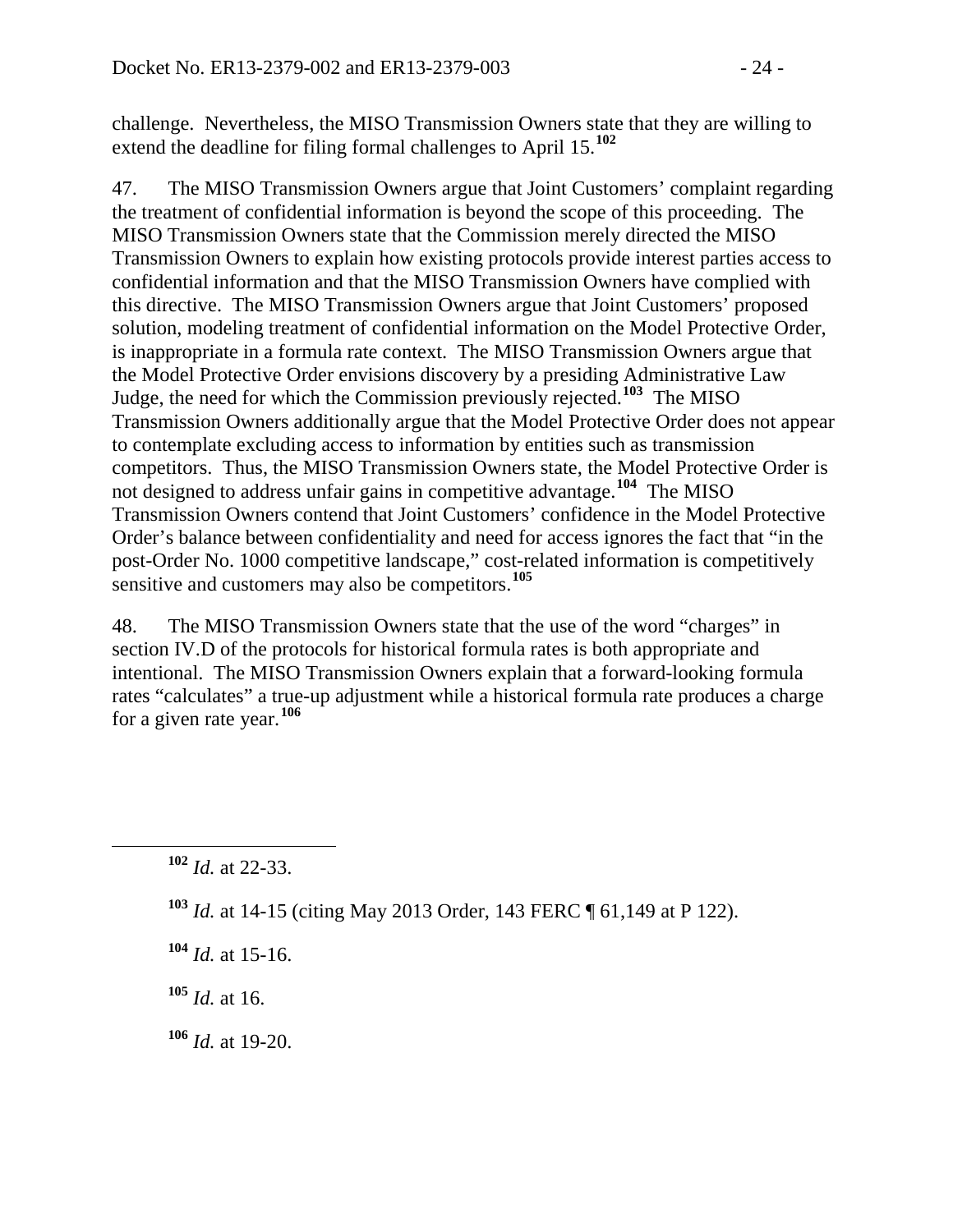challenge. Nevertheless, the MISO Transmission Owners state that they are willing to extend the deadline for filing formal challenges to April 15.[102]

47. The MISO Transmission Owners argue that Joint Customers' complaint regarding the treatment of confidential information is beyond the scope of this proceeding. The MISO Transmission Owners state that the Commission merely directed the MISO Transmission Owners to explain how existing protocols provide interest parties access to confidential information and that the MISO Transmission Owners have complied with this directive. The MISO Transmission Owners argue that Joint Customers' proposed solution, modeling treatment of confidential information on the Model Protective Order, is inappropriate in a formula rate context. The MISO Transmission Owners argue that the Model Protective Order envisions discovery by a presiding Administrative Law Judge, the need for which the Commission previously rejected.[103] The MISO Transmission Owners additionally argue that the Model Protective Order does not appear to contemplate excluding access to information by entities such as transmission competitors. Thus, the MISO Transmission Owners state, the Model Protective Order is not designed to address unfair gains in competitive advantage.[104] The MISO Transmission Owners contend that Joint Customers' confidence in the Model Protective Order's balance between confidentiality and need for access ignores the fact that "in the post-Order No. 1000 competitive landscape," cost-related information is competitively sensitive and customers may also be competitors.[105]

48. The MISO Transmission Owners state that the use of the word "charges" in section IV.D of the protocols for historical formula rates is both appropriate and intentional. The MISO Transmission Owners explain that a forward-looking formula rates "calculates" a true-up adjustment while a historical formula rate produces a charge for a given rate year.[106]

---

[102] *Id.* at 22-33.

[103] *Id.* at 14-15 (citing May 2013 Order, 143 FERC ¶ 61,149 at P 122).

[104] *Id.* at 15-16.

[105] *Id.* at 16.

[106] *Id.* at 19-20.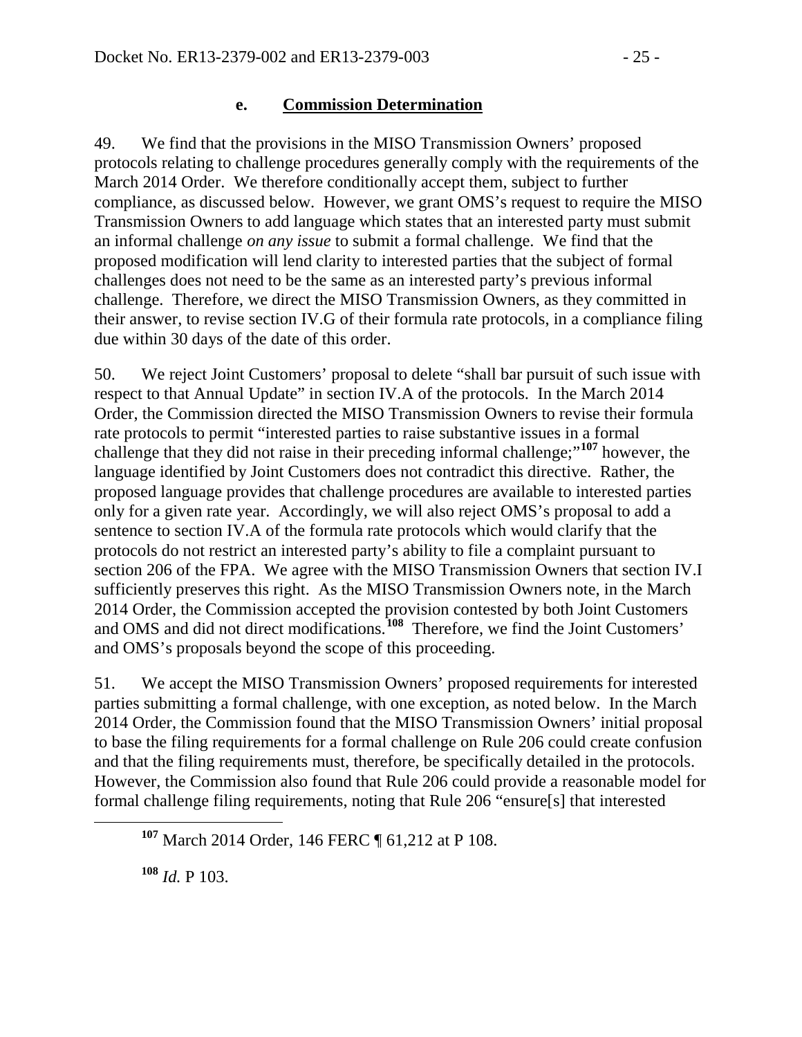#### e. **Commission Determination**

49. We find that the provisions in the MISO Transmission Owners' proposed protocols relating to challenge procedures generally comply with the requirements of the March 2014 Order. We therefore conditionally accept them, subject to further compliance, as discussed below. However, we grant OMS's request to require the MISO Transmission Owners to add language which states that an interested party must submit an informal challenge *on any issue* to submit a formal challenge. We find that the proposed modification will lend clarity to interested parties that the subject of formal challenges does not need to be the same as an interested party's previous informal challenge. Therefore, we direct the MISO Transmission Owners, as they committed in their answer, to revise section IV.G of their formula rate protocols, in a compliance filing due within 30 days of the date of this order.

50. We reject Joint Customers' proposal to delete "shall bar pursuit of such issue with respect to that Annual Update" in section IV.A of the protocols. In the March 2014 Order, the Commission directed the MISO Transmission Owners to revise their formula rate protocols to permit "interested parties to raise substantive issues in a formal challenge that they did not raise in their preceding informal challenge;"[107] however, the language identified by Joint Customers does not contradict this directive. Rather, the proposed language provides that challenge procedures are available to interested parties only for a given rate year. Accordingly, we will also reject OMS's proposal to add a sentence to section IV.A of the formula rate protocols which would clarify that the protocols do not restrict an interested party's ability to file a complaint pursuant to section 206 of the FPA. We agree with the MISO Transmission Owners that section IV.I sufficiently preserves this right. As the MISO Transmission Owners note, in the March 2014 Order, the Commission accepted the provision contested by both Joint Customers and OMS and did not direct modifications.[108] Therefore, we find the Joint Customers' and OMS's proposals beyond the scope of this proceeding.

51. We accept the MISO Transmission Owners' proposed requirements for interested parties submitting a formal challenge, with one exception, as noted below. In the March 2014 Order, the Commission found that the MISO Transmission Owners' initial proposal to base the filing requirements for a formal challenge on Rule 206 could create confusion and that the filing requirements must, therefore, be specifically detailed in the protocols. However, the Commission also found that Rule 206 could provide a reasonable model for formal challenge filing requirements, noting that Rule 206 "ensure[s] that interested

[107] March 2014 Order, 146 FERC ¶ 61,212 at P 108.

[108] *Id.* P 103.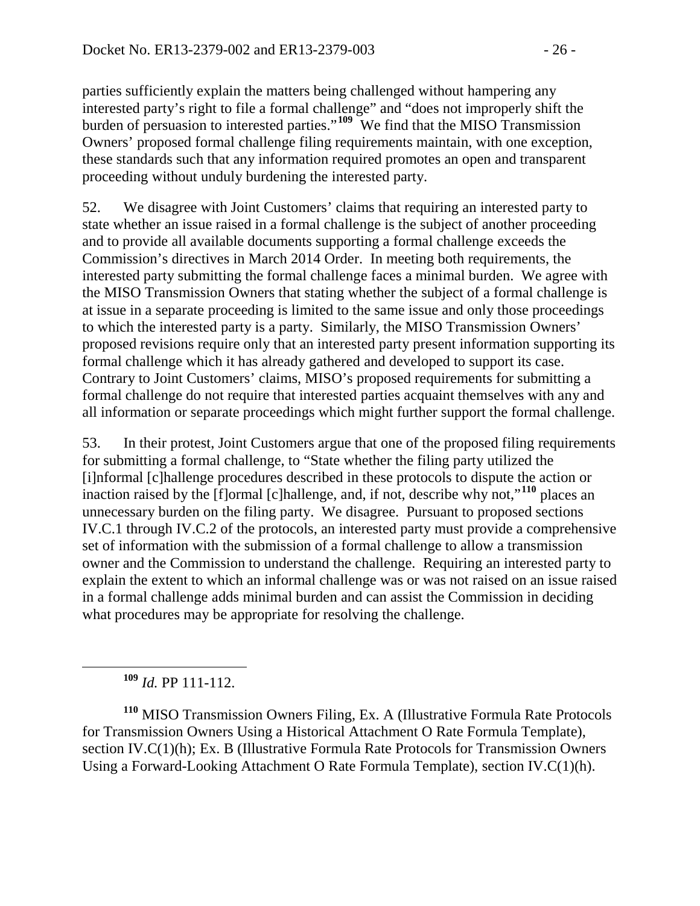parties sufficiently explain the matters being challenged without hampering any interested party's right to file a formal challenge" and "does not improperly shift the burden of persuasion to interested parties."[109] We find that the MISO Transmission Owners' proposed formal challenge filing requirements maintain, with one exception, these standards such that any information required promotes an open and transparent proceeding without unduly burdening the interested party.

52. We disagree with Joint Customers' claims that requiring an interested party to state whether an issue raised in a formal challenge is the subject of another proceeding and to provide all available documents supporting a formal challenge exceeds the Commission's directives in March 2014 Order. In meeting both requirements, the interested party submitting the formal challenge faces a minimal burden. We agree with the MISO Transmission Owners that stating whether the subject of a formal challenge is at issue in a separate proceeding is limited to the same issue and only those proceedings to which the interested party is a party. Similarly, the MISO Transmission Owners' proposed revisions require only that an interested party present information supporting its formal challenge which it has already gathered and developed to support its case. Contrary to Joint Customers' claims, MISO's proposed requirements for submitting a formal challenge do not require that interested parties acquaint themselves with any and all information or separate proceedings which might further support the formal challenge.

53. In their protest, Joint Customers argue that one of the proposed filing requirements for submitting a formal challenge, to "State whether the filing party utilized the [i]nformal [c]hallenge procedures described in these protocols to dispute the action or inaction raised by the [f]ormal [c]hallenge, and, if not, describe why not,"[110] places an unnecessary burden on the filing party. We disagree. Pursuant to proposed sections IV.C.1 through IV.C.2 of the protocols, an interested party must provide a comprehensive set of information with the submission of a formal challenge to allow a transmission owner and the Commission to understand the challenge. Requiring an interested party to explain the extent to which an informal challenge was or was not raised on an issue raised in a formal challenge adds minimal burden and can assist the Commission in deciding what procedures may be appropriate for resolving the challenge.

---

[109] *Id.* PP 111-112.

[110] MISO Transmission Owners Filing, Ex. A (Illustrative Formula Rate Protocols for Transmission Owners Using a Historical Attachment O Rate Formula Template), section IV.C(1)(h); Ex. B (Illustrative Formula Rate Protocols for Transmission Owners Using a Forward-Looking Attachment O Rate Formula Template), section IV.C(1)(h).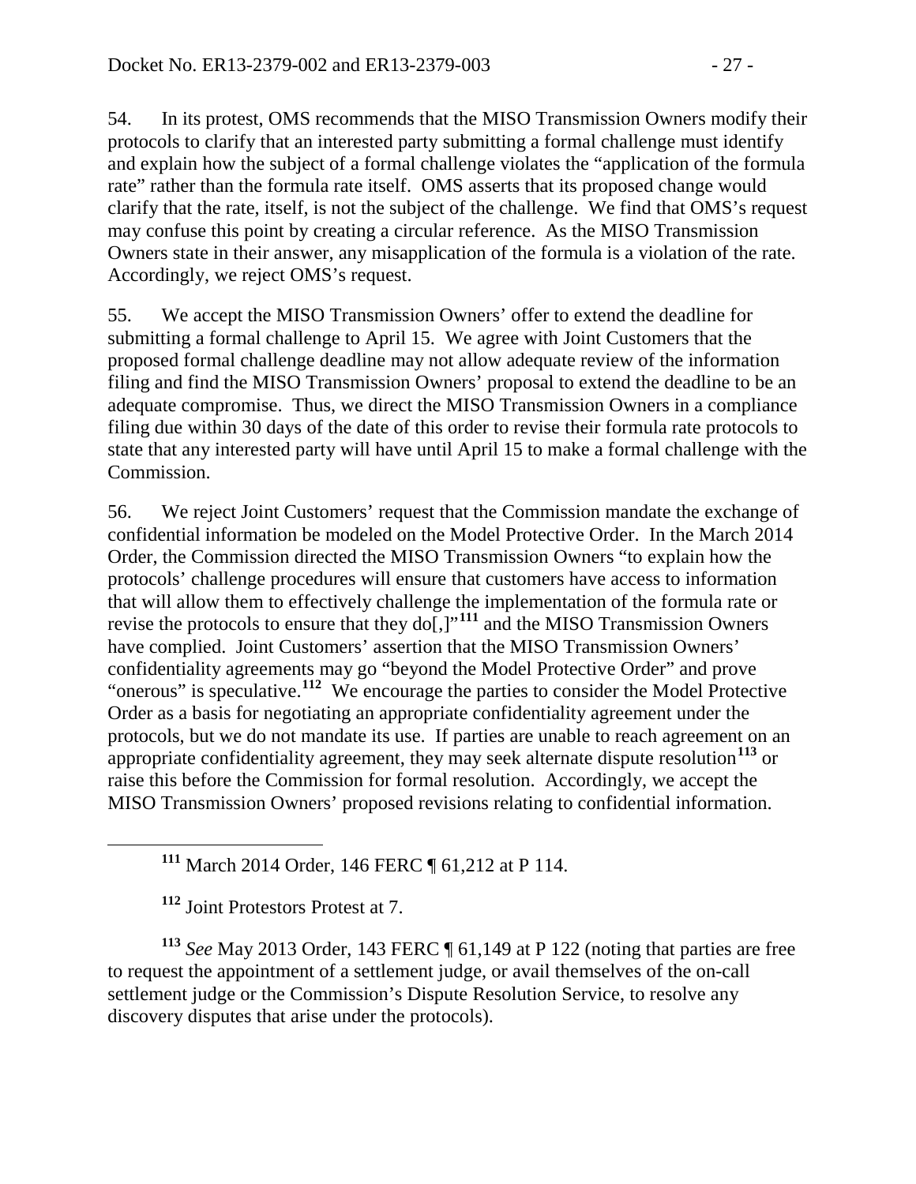54. In its protest, OMS recommends that the MISO Transmission Owners modify their protocols to clarify that an interested party submitting a formal challenge must identify and explain how the subject of a formal challenge violates the "application of the formula rate" rather than the formula rate itself. OMS asserts that its proposed change would clarify that the rate, itself, is not the subject of the challenge. We find that OMS's request may confuse this point by creating a circular reference. As the MISO Transmission Owners state in their answer, any misapplication of the formula is a violation of the rate. Accordingly, we reject OMS's request.

55. We accept the MISO Transmission Owners' offer to extend the deadline for submitting a formal challenge to April 15. We agree with Joint Customers that the proposed formal challenge deadline may not allow adequate review of the information filing and find the MISO Transmission Owners' proposal to extend the deadline to be an adequate compromise. Thus, we direct the MISO Transmission Owners in a compliance filing due within 30 days of the date of this order to revise their formula rate protocols to state that any interested party will have until April 15 to make a formal challenge with the Commission.

56. We reject Joint Customers' request that the Commission mandate the exchange of confidential information be modeled on the Model Protective Order. In the March 2014 Order, the Commission directed the MISO Transmission Owners "to explain how the protocols' challenge procedures will ensure that customers have access to information that will allow them to effectively challenge the implementation of the formula rate or revise the protocols to ensure that they do[,]"[111] and the MISO Transmission Owners have complied. Joint Customers' assertion that the MISO Transmission Owners' confidentiality agreements may go "beyond the Model Protective Order" and prove "onerous" is speculative.[112] We encourage the parties to consider the Model Protective Order as a basis for negotiating an appropriate confidentiality agreement under the protocols, but we do not mandate its use. If parties are unable to reach agreement on an appropriate confidentiality agreement, they may seek alternate dispute resolution[113] or raise this before the Commission for formal resolution. Accordingly, we accept the MISO Transmission Owners' proposed revisions relating to confidential information.

---

[111] March 2014 Order, 146 FERC ¶ 61,212 at P 114.

[112] Joint Protestors Protest at 7.

[113] *See* May 2013 Order, 143 FERC ¶ 61,149 at P 122 (noting that parties are free to request the appointment of a settlement judge, or avail themselves of the on-call settlement judge or the Commission's Dispute Resolution Service, to resolve any discovery disputes that arise under the protocols).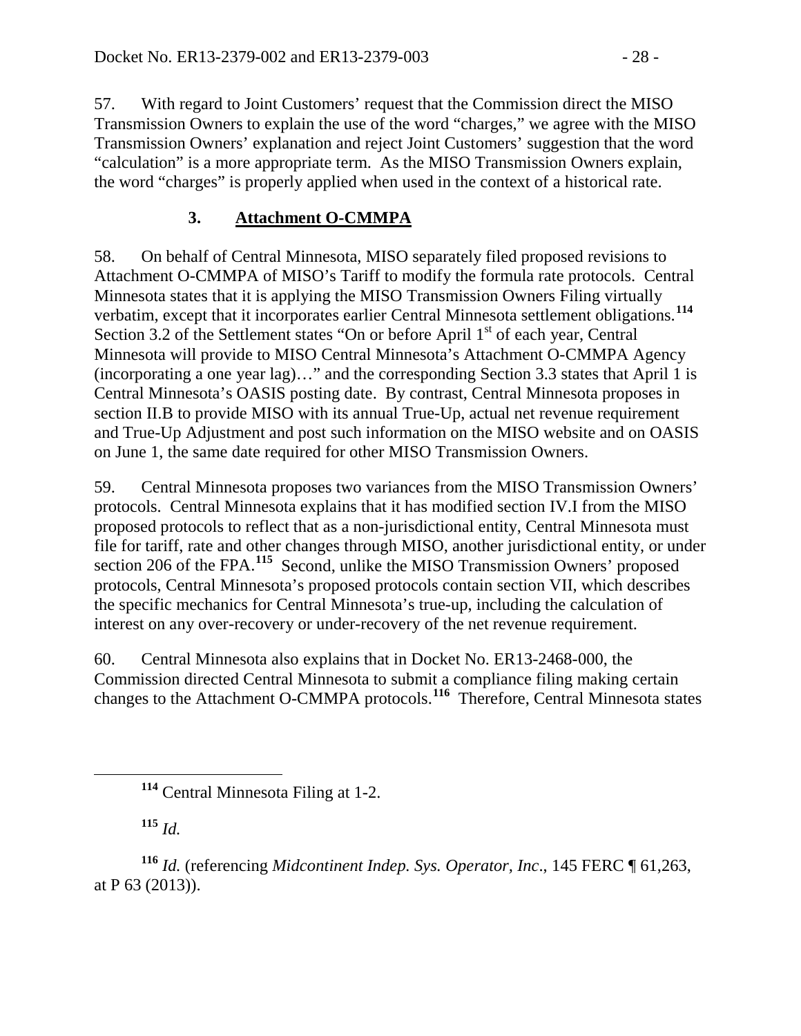57. With regard to Joint Customers' request that the Commission direct the MISO Transmission Owners to explain the use of the word "charges," we agree with the MISO Transmission Owners' explanation and reject Joint Customers' suggestion that the word "calculation" is a more appropriate term. As the MISO Transmission Owners explain, the word "charges" is properly applied when used in the context of a historical rate.

### 3. Attachment O-CMMPA

58. On behalf of Central Minnesota, MISO separately filed proposed revisions to Attachment O-CMMPA of MISO's Tariff to modify the formula rate protocols. Central Minnesota states that it is applying the MISO Transmission Owners Filing virtually verbatim, except that it incorporates earlier Central Minnesota settlement obligations.[114] Section 3.2 of the Settlement states "On or before April 1st of each year, Central Minnesota will provide to MISO Central Minnesota's Attachment O-CMMPA Agency (incorporating a one year lag)…" and the corresponding Section 3.3 states that April 1 is Central Minnesota's OASIS posting date. By contrast, Central Minnesota proposes in section II.B to provide MISO with its annual True-Up, actual net revenue requirement and True-Up Adjustment and post such information on the MISO website and on OASIS on June 1, the same date required for other MISO Transmission Owners.

59. Central Minnesota proposes two variances from the MISO Transmission Owners' protocols. Central Minnesota explains that it has modified section IV.I from the MISO proposed protocols to reflect that as a non-jurisdictional entity, Central Minnesota must file for tariff, rate and other changes through MISO, another jurisdictional entity, or under section 206 of the FPA.[115] Second, unlike the MISO Transmission Owners' proposed protocols, Central Minnesota's proposed protocols contain section VII, which describes the specific mechanics for Central Minnesota's true-up, including the calculation of interest on any over-recovery or under-recovery of the net revenue requirement.

60. Central Minnesota also explains that in Docket No. ER13-2468-000, the Commission directed Central Minnesota to submit a compliance filing making certain changes to the Attachment O-CMMPA protocols.[116] Therefore, Central Minnesota states

---

[114] Central Minnesota Filing at 1-2.

[115] *Id.*

[116] *Id.* (referencing *Midcontinent Indep. Sys. Operator, Inc*., 145 FERC ¶ 61,263, at P 63 (2013)).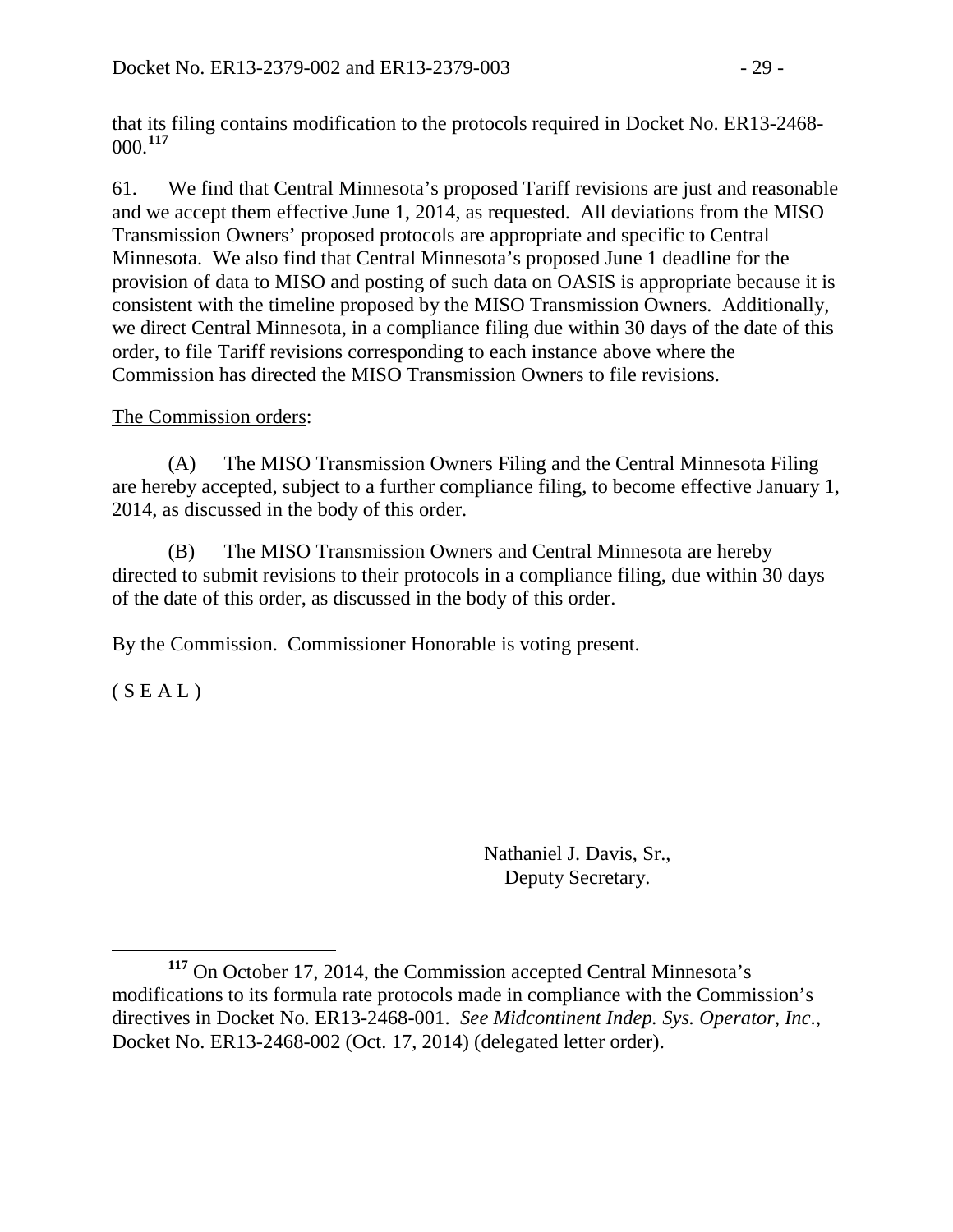that its filing contains modification to the protocols required in Docket No. ER13-2468-000.[117]

61. We find that Central Minnesota's proposed Tariff revisions are just and reasonable and we accept them effective June 1, 2014, as requested. All deviations from the MISO Transmission Owners' proposed protocols are appropriate and specific to Central Minnesota. We also find that Central Minnesota's proposed June 1 deadline for the provision of data to MISO and posting of such data on OASIS is appropriate because it is consistent with the timeline proposed by the MISO Transmission Owners. Additionally, we direct Central Minnesota, in a compliance filing due within 30 days of the date of this order, to file Tariff revisions corresponding to each instance above where the Commission has directed the MISO Transmission Owners to file revisions.

The Commission orders:

(A) The MISO Transmission Owners Filing and the Central Minnesota Filing are hereby accepted, subject to a further compliance filing, to become effective January 1, 2014, as discussed in the body of this order.

(B) The MISO Transmission Owners and Central Minnesota are hereby directed to submit revisions to their protocols in a compliance filing, due within 30 days of the date of this order, as discussed in the body of this order.

By the Commission. Commissioner Honorable is voting present.

( S E A L )

Nathaniel J. Davis, Sr.,
Deputy Secretary.

[117] On October 17, 2014, the Commission accepted Central Minnesota's modifications to its formula rate protocols made in compliance with the Commission's directives in Docket No. ER13-2468-001. *See Midcontinent Indep. Sys. Operator, Inc.*, Docket No. ER13-2468-002 (Oct. 17, 2014) (delegated letter order).